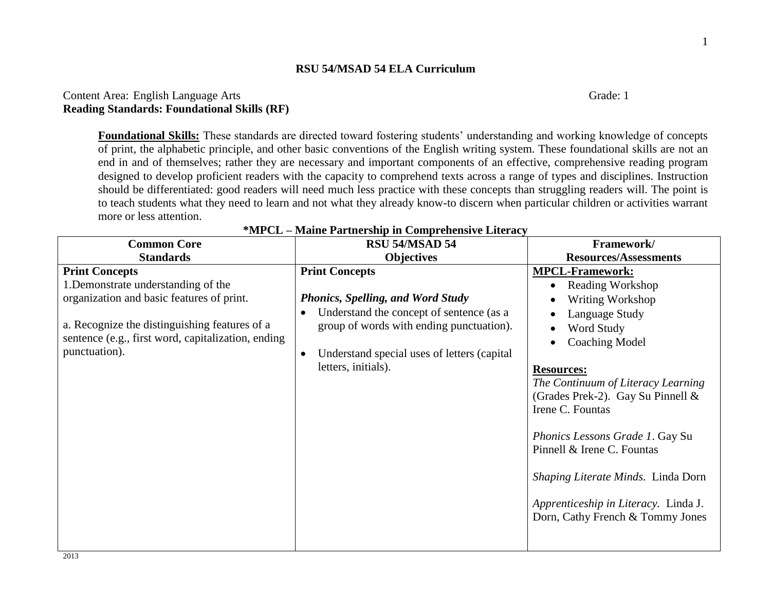# RSU 54/MSAD 54 ELA Curriculum

Content Area: English Language Arts Grade: 1

**Reading Standards: Foundational Skills (RF)**

**Foundational Skills:** These standards are directed toward fostering students' understanding and working knowledge of concepts of print, the alphabetic principle, and other basic conventions of the English writing system. These foundational skills are not an end in and of themselves; rather they are necessary and important components of an effective, comprehensive reading program designed to develop proficient readers with the capacity to comprehend texts across a range of types and disciplines. Instruction should be differentiated: good readers will need much less practice with these concepts than struggling readers will. The point is to teach students what they need to learn and not what they already know-to discern when particular children or activities warrant more or less attention.

**\*MPCL – Maine Partnership in Comprehensive Literacy**

| Common Core Standards | RSU 54/MSAD 54 Objectives | Framework/ Resources/Assessments |
|---|---|---|
| **Print Concepts**<br>1.Demonstrate understanding of the organization and basic features of print.<br><br>a. Recognize the distinguishing features of a sentence (e.g., first word, capitalization, ending punctuation). | **Print Concepts**<br><br>***Phonics, Spelling, and Word Study***<br>• Understand the concept of sentence (as a group of words with ending punctuation).<br><br>• Understand special uses of letters (capital letters, initials). | **MPCL-Framework:**<br>• Reading Workshop<br>• Writing Workshop<br>• Language Study<br>• Word Study<br>• Coaching Model<br><br>**Resources:**<br>*The Continuum of Literacy Learning* (Grades Prek-2). Gay Su Pinnell & Irene C. Fountas<br><br>*Phonics Lessons Grade 1*. Gay Su Pinnell & Irene C. Fountas<br><br>*Shaping Literate Minds.* Linda Dorn<br><br>*Apprenticeship in Literacy.* Linda J. Dorn, Cathy French & Tommy Jones |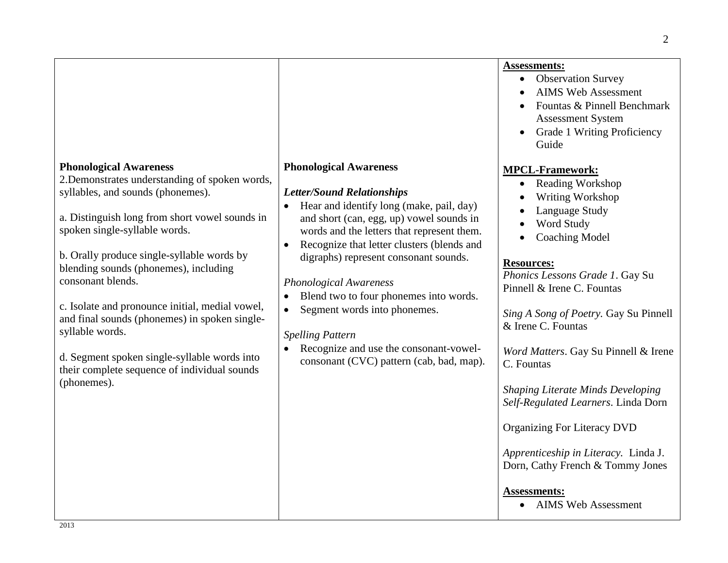| | | |
|---|---|---|
| | | **Assessments:**<br>• Observation Survey<br>• AIMS Web Assessment<br>• Fountas & Pinnell Benchmark Assessment System<br>• Grade 1 Writing Proficiency Guide |
| **Phonological Awareness**<br>2.Demonstrates understanding of spoken words, syllables, and sounds (phonemes).<br><br>a. Distinguish long from short vowel sounds in spoken single-syllable words.<br><br>b. Orally produce single-syllable words by blending sounds (phonemes), including consonant blends.<br><br>c. Isolate and pronounce initial, medial vowel, and final sounds (phonemes) in spoken single-syllable words.<br><br>d. Segment spoken single-syllable words into their complete sequence of individual sounds (phonemes). | **Phonological Awareness**<br><br>***Letter/Sound Relationships***<br>• Hear and identify long (make, pail, day) and short (can, egg, up) vowel sounds in words and the letters that represent them.<br>• Recognize that letter clusters (blends and digraphs) represent consonant sounds.<br><br>*Phonological Awareness*<br>• Blend two to four phonemes into words.<br>• Segment words into phonemes.<br><br>*Spelling Pattern*<br>• Recognize and use the consonant-vowel-consonant (CVC) pattern (cab, bad, map). | **MPCL-Framework:**<br>• Reading Workshop<br>• Writing Workshop<br>• Language Study<br>• Word Study<br>• Coaching Model<br><br>**Resources:**<br>*Phonics Lessons Grade 1*. Gay Su Pinnell & Irene C. Fountas<br><br>*Sing A Song of Poetry.* Gay Su Pinnell & Irene C. Fountas<br><br>*Word Matters*. Gay Su Pinnell & Irene C. Fountas<br><br>*Shaping Literate Minds Developing Self-Regulated Learners*. Linda Dorn<br><br>Organizing For Literacy DVD<br><br>*Apprenticeship in Literacy.* Linda J. Dorn, Cathy French & Tommy Jones<br><br>**Assessments:**<br>• AIMS Web Assessment |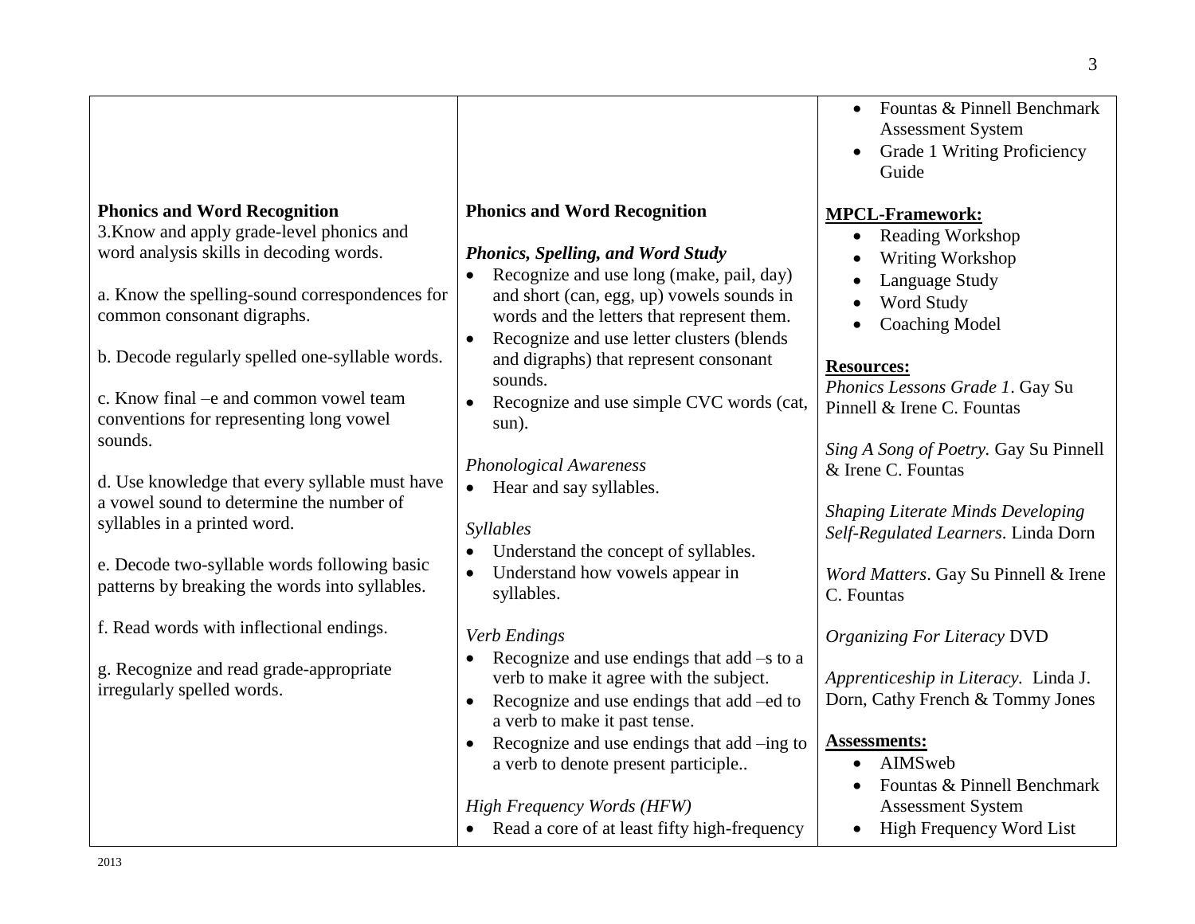| | | |
|---|---|---|
| | | • Fountas & Pinnell Benchmark Assessment System<br>• Grade 1 Writing Proficiency Guide |
| **Phonics and Word Recognition**<br>3.Know and apply grade-level phonics and word analysis skills in decoding words.<br><br>a. Know the spelling-sound correspondences for common consonant digraphs.<br><br>b. Decode regularly spelled one-syllable words.<br><br>c. Know final –e and common vowel team conventions for representing long vowel sounds.<br><br>d. Use knowledge that every syllable must have a vowel sound to determine the number of syllables in a printed word.<br><br>e. Decode two-syllable words following basic patterns by breaking the words into syllables.<br><br>f. Read words with inflectional endings.<br><br>g. Recognize and read grade-appropriate irregularly spelled words. | **Phonics and Word Recognition**<br><br>***Phonics, Spelling, and Word Study***<br>• Recognize and use long (make, pail, day) and short (can, egg, up) vowels sounds in words and the letters that represent them.<br>• Recognize and use letter clusters (blends and digraphs) that represent consonant sounds.<br>• Recognize and use simple CVC words (cat, sun).<br><br>*Phonological Awareness*<br>• Hear and say syllables.<br><br>*Syllables*<br>• Understand the concept of syllables.<br>• Understand how vowels appear in syllables.<br><br>*Verb Endings*<br>• Recognize and use endings that add –s to a verb to make it agree with the subject.<br>• Recognize and use endings that add –ed to a verb to make it past tense.<br>• Recognize and use endings that add –ing to a verb to denote present participle..<br><br>*High Frequency Words (HFW)*<br>• Read a core of at least fifty high-frequency | **MPCL-Framework:**<br>• Reading Workshop<br>• Writing Workshop<br>• Language Study<br>• Word Study<br>• Coaching Model<br><br>**Resources:**<br>*Phonics Lessons Grade 1*. Gay Su Pinnell & Irene C. Fountas<br><br>*Sing A Song of Poetry.* Gay Su Pinnell & Irene C. Fountas<br><br>*Shaping Literate Minds Developing Self-Regulated Learners*. Linda Dorn<br><br>*Word Matters*. Gay Su Pinnell & Irene C. Fountas<br><br>*Organizing For Literacy* DVD<br><br>*Apprenticeship in Literacy.* Linda J. Dorn, Cathy French & Tommy Jones<br><br>**Assessments:**<br>• AIMSweb<br>• Fountas & Pinnell Benchmark Assessment System<br>• High Frequency Word List |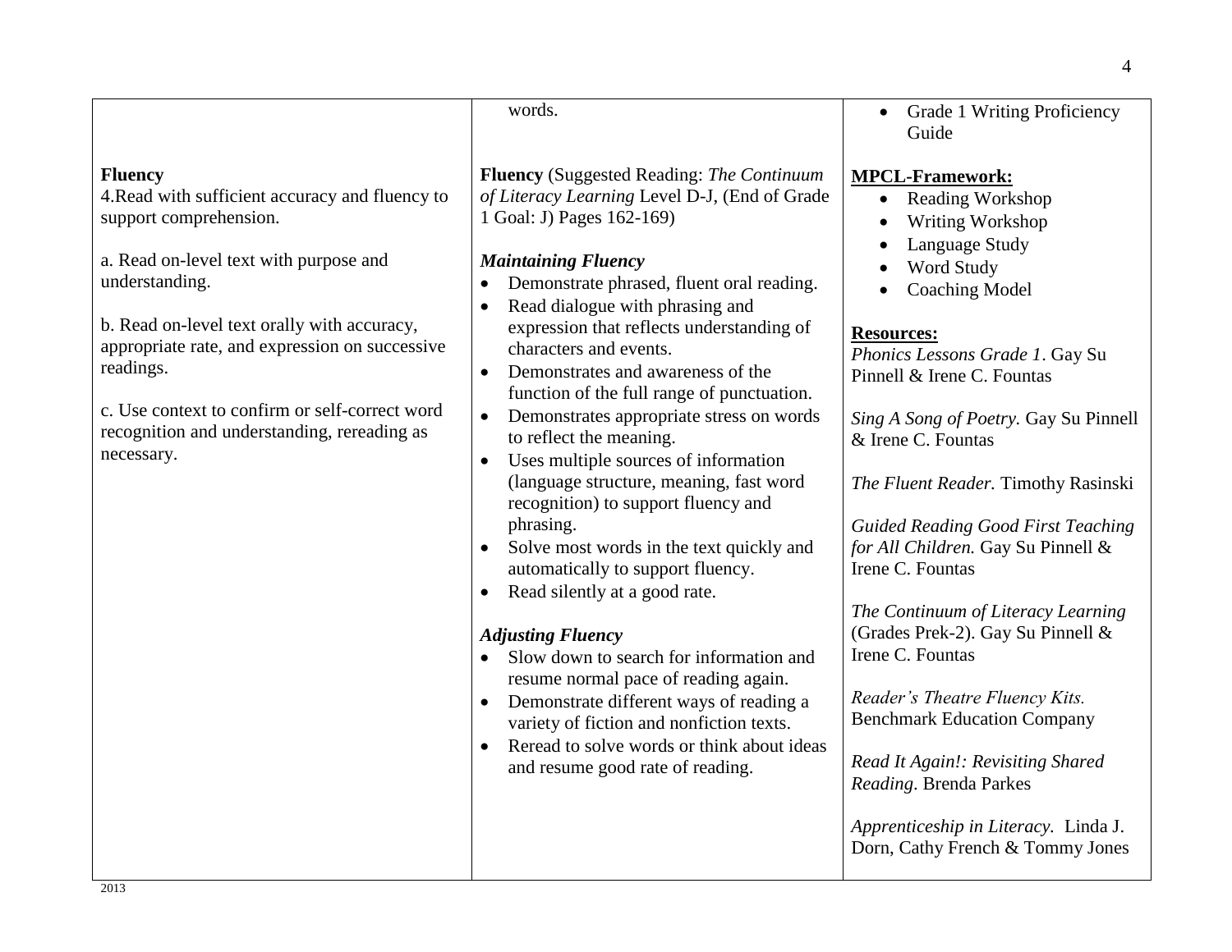| | | |
|---|---|---|
| | words. | • Grade 1 Writing Proficiency Guide |
| **Fluency**<br>4.Read with sufficient accuracy and fluency to support comprehension.<br><br>a. Read on-level text with purpose and understanding.<br><br>b. Read on-level text orally with accuracy, appropriate rate, and expression on successive readings.<br><br>c. Use context to confirm or self-correct word recognition and understanding, rereading as necessary. | **Fluency** (Suggested Reading: *The Continuum of Literacy Learning* Level D-J, (End of Grade 1 Goal: J) Pages 162-169)<br><br>***Maintaining Fluency***<br>• Demonstrate phrased, fluent oral reading.<br>• Read dialogue with phrasing and expression that reflects understanding of characters and events.<br>• Demonstrates and awareness of the function of the full range of punctuation.<br>• Demonstrates appropriate stress on words to reflect the meaning.<br>• Uses multiple sources of information (language structure, meaning, fast word recognition) to support fluency and phrasing.<br>• Solve most words in the text quickly and automatically to support fluency.<br>• Read silently at a good rate.<br><br>***Adjusting Fluency***<br>• Slow down to search for information and resume normal pace of reading again.<br>• Demonstrate different ways of reading a variety of fiction and nonfiction texts.<br>• Reread to solve words or think about ideas and resume good rate of reading. | **MPCL-Framework:**<br>• Reading Workshop<br>• Writing Workshop<br>• Language Study<br>• Word Study<br>• Coaching Model<br><br>**Resources:**<br>*Phonics Lessons Grade 1*. Gay Su Pinnell & Irene C. Fountas<br><br>*Sing A Song of Poetry.* Gay Su Pinnell & Irene C. Fountas<br><br>*The Fluent Reader.* Timothy Rasinski<br><br>*Guided Reading Good First Teaching for All Children.* Gay Su Pinnell & Irene C. Fountas<br><br>*The Continuum of Literacy Learning* (Grades Prek-2). Gay Su Pinnell & Irene C. Fountas<br><br>*Reader's Theatre Fluency Kits.* Benchmark Education Company<br><br>*Read It Again!: Revisiting Shared Reading*. Brenda Parkes<br><br>*Apprenticeship in Literacy.* Linda J. Dorn, Cathy French & Tommy Jones |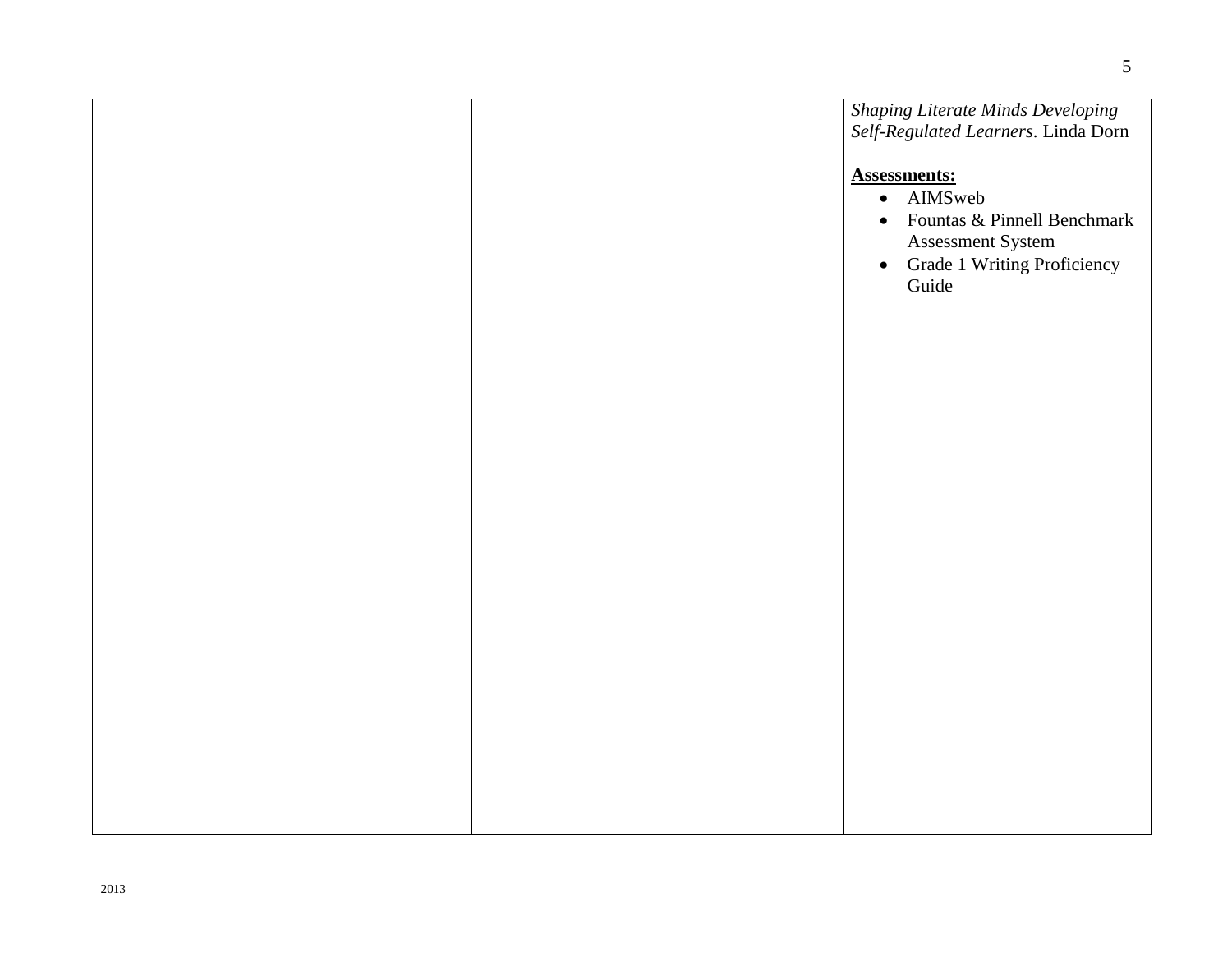| | | *Shaping Literate Minds Developing Self-Regulated Learners*. Linda Dorn<br><br>**Assessments:**<br>• AIMSweb<br>• Fountas & Pinnell Benchmark Assessment System<br>• Grade 1 Writing Proficiency Guide |
|---|---|---|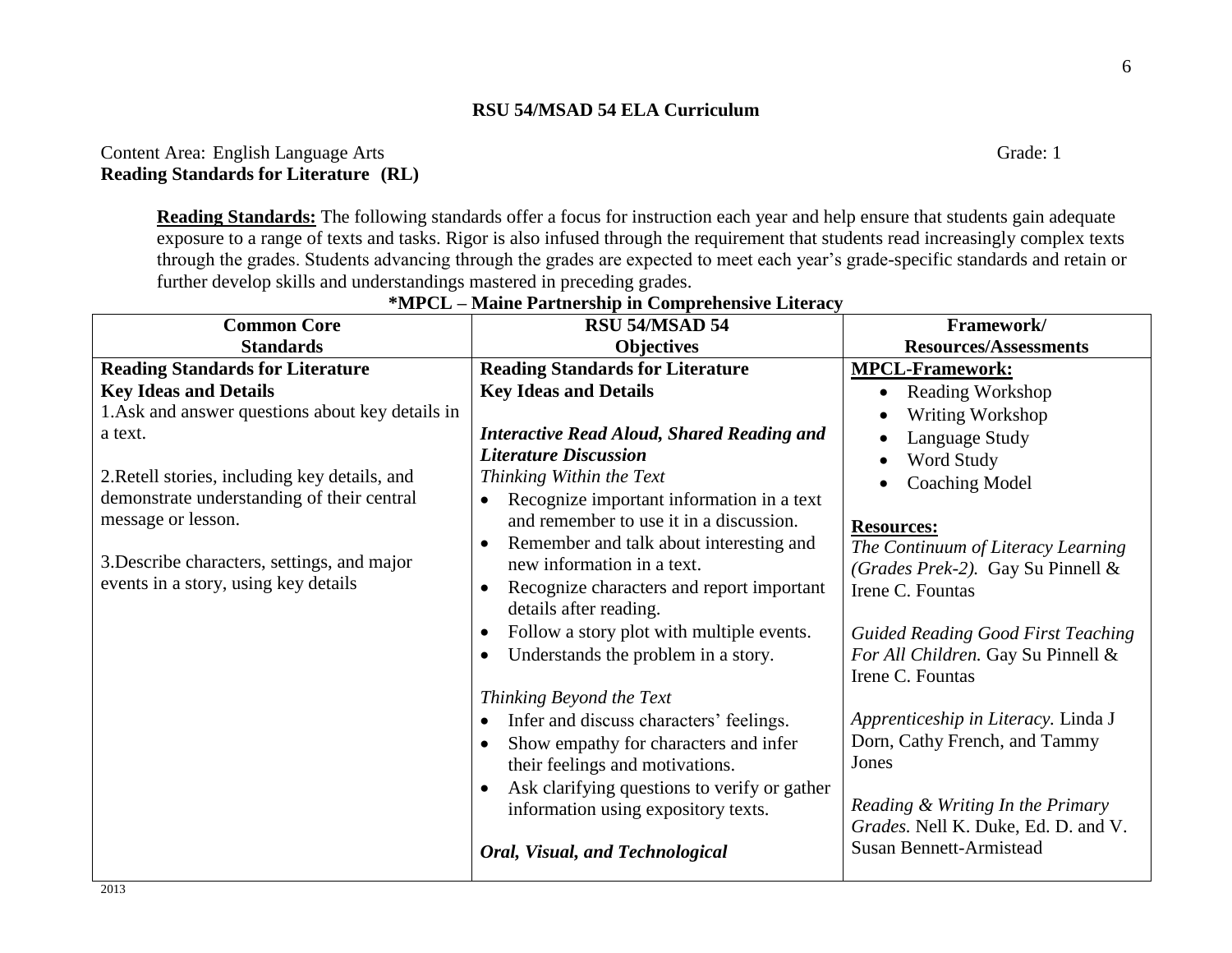**RSU 54/MSAD 54 ELA Curriculum**

Content Area: English Language Arts Grade: 1

**Reading Standards for Literature (RL)**

**Reading Standards:** The following standards offer a focus for instruction each year and help ensure that students gain adequate exposure to a range of texts and tasks. Rigor is also infused through the requirement that students read increasingly complex texts through the grades. Students advancing through the grades are expected to meet each year's grade-specific standards and retain or further develop skills and understandings mastered in preceding grades.

**\*MPCL – Maine Partnership in Comprehensive Literacy**

| **Common Core Standards** | **RSU 54/MSAD 54 Objectives** | **Framework/ Resources/Assessments** |
|---|---|---|
| **Reading Standards for Literature**<br>**Key Ideas and Details**<br>1.Ask and answer questions about key details in a text.<br><br>2.Retell stories, including key details, and demonstrate understanding of their central message or lesson.<br><br>3.Describe characters, settings, and major events in a story, using key details | **Reading Standards for Literature**<br>**Key Ideas and Details**<br><br>***Interactive Read Aloud, Shared Reading and Literature Discussion***<br>*Thinking Within the Text*<br>• Recognize important information in a text and remember to use it in a discussion.<br>• Remember and talk about interesting and new information in a text.<br>• Recognize characters and report important details after reading.<br>• Follow a story plot with multiple events.<br>• Understands the problem in a story.<br><br>*Thinking Beyond the Text*<br>• Infer and discuss characters' feelings.<br>• Show empathy for characters and infer their feelings and motivations.<br>• Ask clarifying questions to verify or gather information using expository texts.<br><br>***Oral, Visual, and Technological*** | **MPCL-Framework:**<br>• Reading Workshop<br>• Writing Workshop<br>• Language Study<br>• Word Study<br>• Coaching Model<br><br>**Resources:**<br>*The Continuum of Literacy Learning (Grades Prek-2).* Gay Su Pinnell & Irene C. Fountas<br><br>*Guided Reading Good First Teaching For All Children.* Gay Su Pinnell & Irene C. Fountas<br><br>*Apprenticeship in Literacy.* Linda J Dorn, Cathy French, and Tammy Jones<br><br>*Reading & Writing In the Primary Grades.* Nell K. Duke, Ed. D. and V. Susan Bennett-Armistead |

2013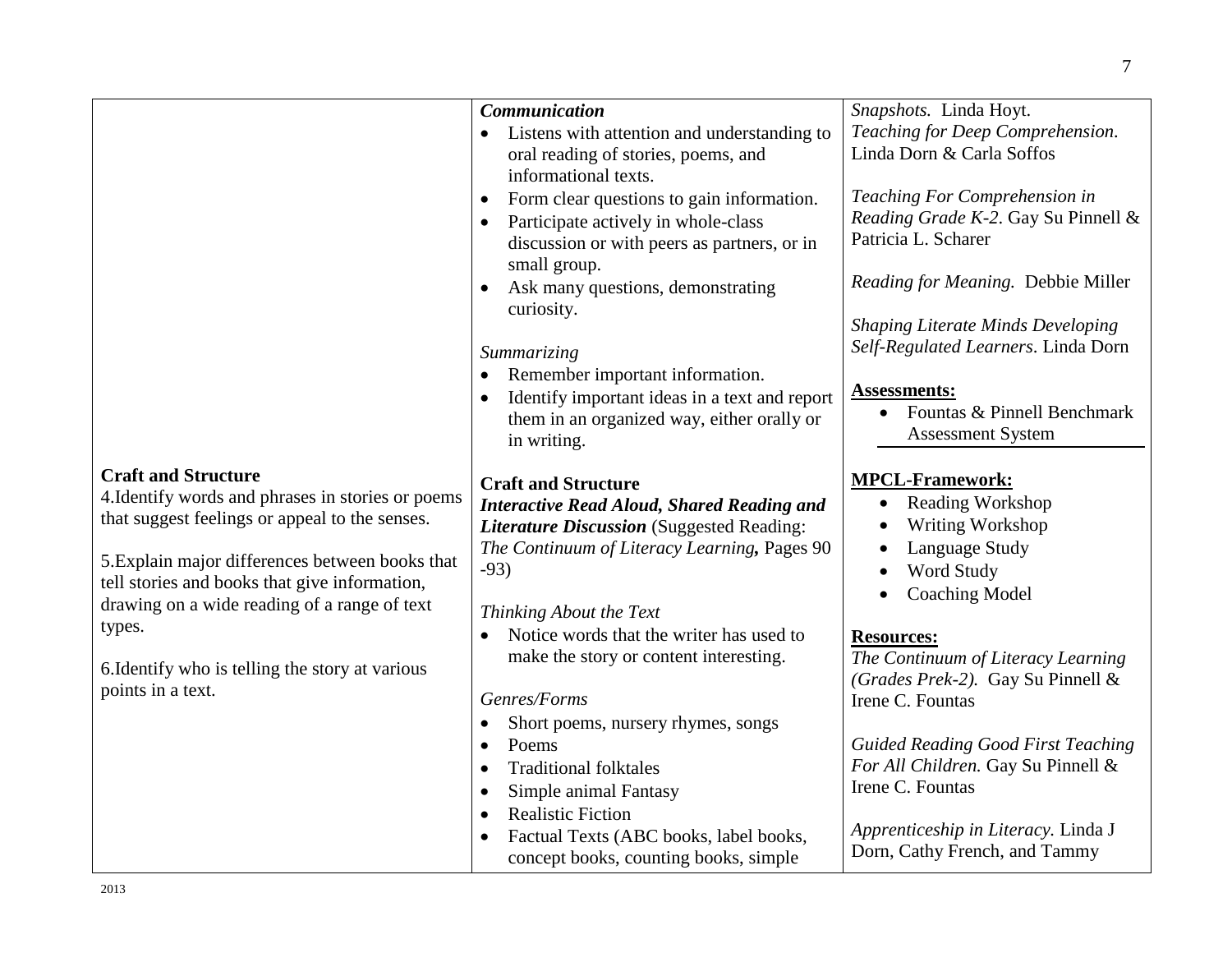| | | |
|---|---|---|
| | ***Communication***<br>• Listens with attention and understanding to oral reading of stories, poems, and informational texts.<br>• Form clear questions to gain information.<br>• Participate actively in whole-class discussion or with peers as partners, or in small group.<br>• Ask many questions, demonstrating curiosity.<br><br>*Summarizing*<br>• Remember important information.<br>• Identify important ideas in a text and report them in an organized way, either orally or in writing. | *Snapshots.* Linda Hoyt.<br>*Teaching for Deep Comprehension.* Linda Dorn & Carla Soffos<br><br>*Teaching For Comprehension in Reading Grade K-2*. Gay Su Pinnell & Patricia L. Scharer<br><br>*Reading for Meaning.* Debbie Miller<br><br>*Shaping Literate Minds Developing Self-Regulated Learners*. Linda Dorn<br><br>**Assessments:**<br>• Fountas & Pinnell Benchmark Assessment System |
| **Craft and Structure**<br>4.Identify words and phrases in stories or poems that suggest feelings or appeal to the senses.<br><br>5.Explain major differences between books that tell stories and books that give information, drawing on a wide reading of a range of text types.<br><br>6.Identify who is telling the story at various points in a text. | **Craft and Structure**<br>***Interactive Read Aloud, Shared Reading and Literature Discussion*** (Suggested Reading: *The Continuum of Literacy Learning***,** Pages 90 -93)<br><br>*Thinking About the Text*<br>• Notice words that the writer has used to make the story or content interesting.<br><br>*Genres/Forms*<br>• Short poems, nursery rhymes, songs<br>• Poems<br>• Traditional folktales<br>• Simple animal Fantasy<br>• Realistic Fiction<br>• Factual Texts (ABC books, label books, concept books, counting books, simple | **MPCL-Framework:**<br>• Reading Workshop<br>• Writing Workshop<br>• Language Study<br>• Word Study<br>• Coaching Model<br><br>**Resources:**<br>*The Continuum of Literacy Learning (Grades Prek-2).* Gay Su Pinnell & Irene C. Fountas<br><br>*Guided Reading Good First Teaching For All Children.* Gay Su Pinnell & Irene C. Fountas<br><br>*Apprenticeship in Literacy.* Linda J Dorn, Cathy French, and Tammy |

2013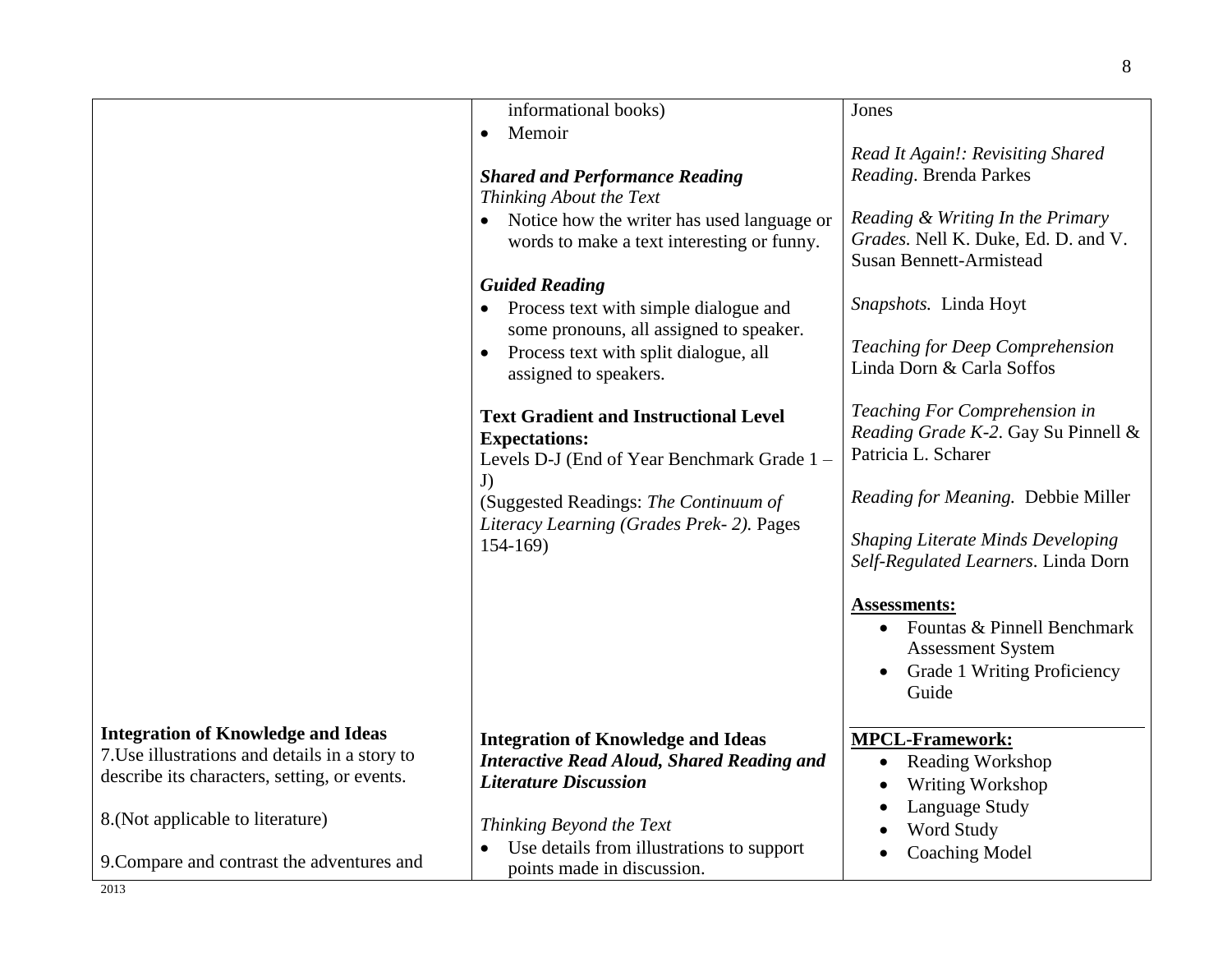| | | |
|---|---|---|
| | informational books)<br>• Memoir<br><br>***Shared and Performance Reading***<br>*Thinking About the Text*<br>• Notice how the writer has used language or words to make a text interesting or funny.<br><br>***Guided Reading***<br>• Process text with simple dialogue and some pronouns, all assigned to speaker.<br>• Process text with split dialogue, all assigned to speakers.<br><br>**Text Gradient and Instructional Level Expectations:**<br>Levels D-J (End of Year Benchmark Grade 1 – J)<br>(Suggested Readings: *The Continuum of Literacy Learning (Grades Prek- 2).* Pages 154-169) | Jones<br><br>*Read It Again!: Revisiting Shared Reading*. Brenda Parkes<br><br>*Reading & Writing In the Primary Grades.* Nell K. Duke, Ed. D. and V. Susan Bennett-Armistead<br><br>*Snapshots.* Linda Hoyt<br><br>*Teaching for Deep Comprehension* Linda Dorn & Carla Soffos<br><br>*Teaching For Comprehension in Reading Grade K-2*. Gay Su Pinnell & Patricia L. Scharer<br><br>*Reading for Meaning.* Debbie Miller<br><br>*Shaping Literate Minds Developing Self-Regulated Learners*. Linda Dorn<br><br>**Assessments:**<br>• Fountas & Pinnell Benchmark Assessment System<br>• Grade 1 Writing Proficiency Guide |
| **Integration of Knowledge and Ideas**<br>7.Use illustrations and details in a story to describe its characters, setting, or events.<br><br>8.(Not applicable to literature)<br><br>9.Compare and contrast the adventures and | **Integration of Knowledge and Ideas**<br>***Interactive Read Aloud, Shared Reading and Literature Discussion***<br><br>*Thinking Beyond the Text*<br>• Use details from illustrations to support points made in discussion. | **MPCL-Framework:**<br>• Reading Workshop<br>• Writing Workshop<br>• Language Study<br>• Word Study<br>• Coaching Model |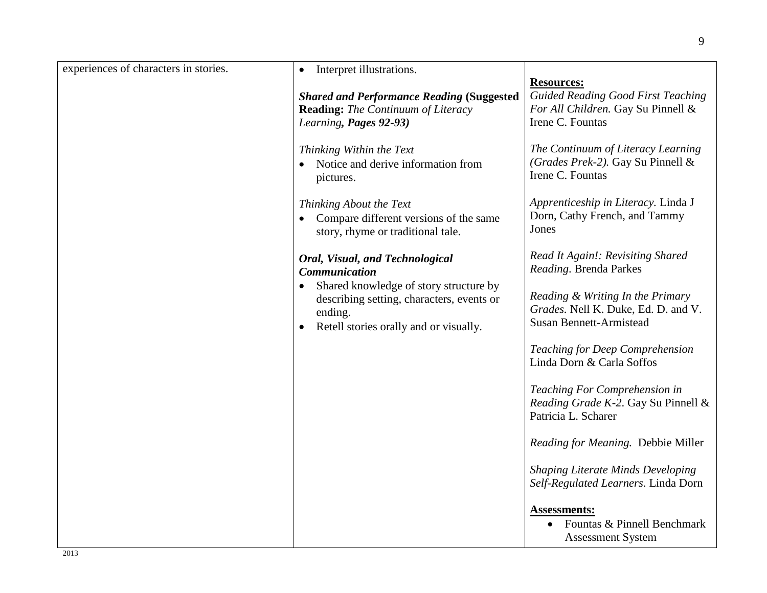| | | |
|---|---|---|
| experiences of characters in stories. | • Interpret illustrations.<br><br>***Shared and Performance Reading* (Suggested Reading:** *The Continuum of Literacy Learning***, *Pages 92-93)***<br><br>*Thinking Within the Text*<br>• Notice and derive information from pictures.<br><br>*Thinking About the Text*<br>• Compare different versions of the same story, rhyme or traditional tale.<br><br>***Oral, Visual, and Technological Communication***<br>• Shared knowledge of story structure by describing setting, characters, events or ending.<br>• Retell stories orally and or visually. | **Resources:**<br>*Guided Reading Good First Teaching For All Children.* Gay Su Pinnell & Irene C. Fountas<br><br>*The Continuum of Literacy Learning (Grades Prek-2).* Gay Su Pinnell & Irene C. Fountas<br><br>*Apprenticeship in Literacy.* Linda J Dorn, Cathy French, and Tammy Jones<br><br>*Read It Again!: Revisiting Shared Reading*. Brenda Parkes<br><br>*Reading & Writing In the Primary Grades.* Nell K. Duke, Ed. D. and V. Susan Bennett-Armistead<br><br>*Teaching for Deep Comprehension* Linda Dorn & Carla Soffos<br><br>*Teaching For Comprehension in Reading Grade K-2*. Gay Su Pinnell & Patricia L. Scharer<br><br>*Reading for Meaning.* Debbie Miller<br><br>*Shaping Literate Minds Developing Self-Regulated Learners*. Linda Dorn<br><br>**Assessments:**<br>• Fountas & Pinnell Benchmark Assessment System |

2013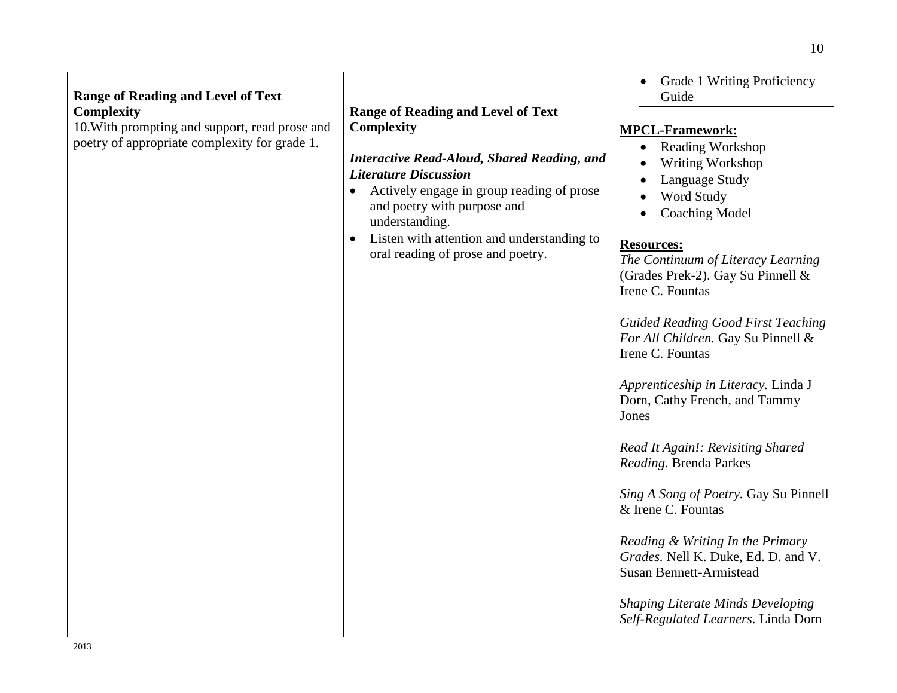| | | |
|---|---|---|
| **Range of Reading and Level of Text Complexity**<br>10.With prompting and support, read prose and poetry of appropriate complexity for grade 1. | **Range of Reading and Level of Text Complexity**<br><br>***Interactive Read-Aloud, Shared Reading, and Literature Discussion***<br>• Actively engage in group reading of prose and poetry with purpose and understanding.<br>• Listen with attention and understanding to oral reading of prose and poetry. | • Grade 1 Writing Proficiency Guide<br><br>**MPCL-Framework:**<br>• Reading Workshop<br>• Writing Workshop<br>• Language Study<br>• Word Study<br>• Coaching Model<br><br>**Resources:**<br>*The Continuum of Literacy Learning* (Grades Prek-2). Gay Su Pinnell & Irene C. Fountas<br><br>*Guided Reading Good First Teaching For All Children.* Gay Su Pinnell & Irene C. Fountas<br><br>*Apprenticeship in Literacy.* Linda J Dorn, Cathy French, and Tammy Jones<br><br>*Read It Again!: Revisiting Shared Reading*. Brenda Parkes<br><br>*Sing A Song of Poetry.* Gay Su Pinnell & Irene C. Fountas<br><br>*Reading & Writing In the Primary Grades.* Nell K. Duke, Ed. D. and V. Susan Bennett-Armistead<br><br>*Shaping Literate Minds Developing Self-Regulated Learners*. Linda Dorn |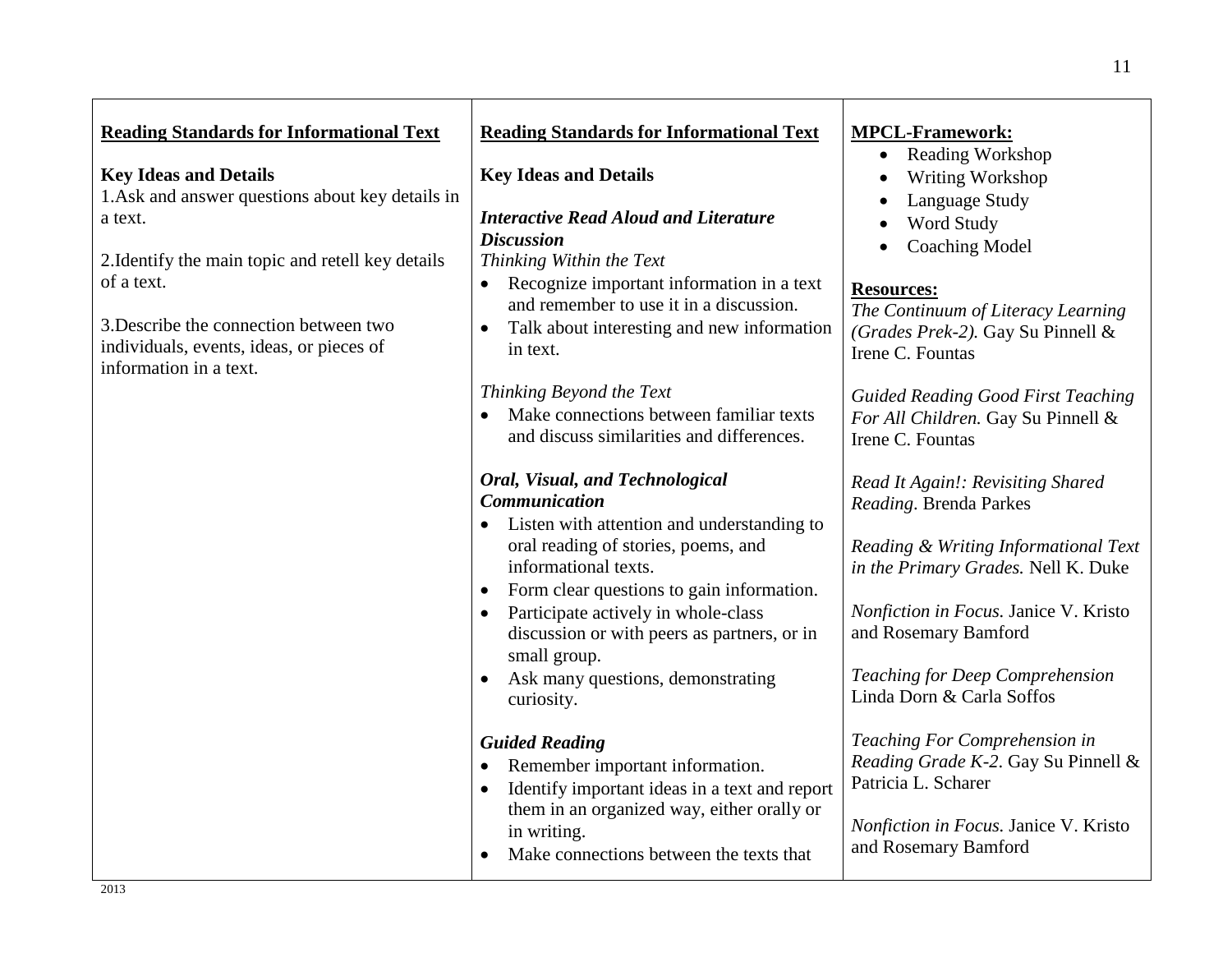| **Reading Standards for Informational Text** | **Reading Standards for Informational Text** | **MPCL-Framework:** |
| --- | --- | --- |
| **Key Ideas and Details**<br>1.Ask and answer questions about key details in a text.<br><br>2.Identify the main topic and retell key details of a text.<br><br>3.Describe the connection between two individuals, events, ideas, or pieces of information in a text. | **Key Ideas and Details**<br><br>***Interactive Read Aloud and Literature Discussion***<br>*Thinking Within the Text*<br>• Recognize important information in a text and remember to use it in a discussion.<br>• Talk about interesting and new information in text.<br><br>*Thinking Beyond the Text*<br>• Make connections between familiar texts and discuss similarities and differences.<br><br>***Oral, Visual, and Technological Communication***<br>• Listen with attention and understanding to oral reading of stories, poems, and informational texts.<br>• Form clear questions to gain information.<br>• Participate actively in whole-class discussion or with peers as partners, or in small group.<br>• Ask many questions, demonstrating curiosity.<br><br>***Guided Reading***<br>• Remember important information.<br>• Identify important ideas in a text and report them in an organized way, either orally or in writing.<br>• Make connections between the texts that | • Reading Workshop<br>• Writing Workshop<br>• Language Study<br>• Word Study<br>• Coaching Model<br><br>**Resources:**<br>*The Continuum of Literacy Learning (Grades Prek-2).* Gay Su Pinnell & Irene C. Fountas<br><br>*Guided Reading Good First Teaching For All Children.* Gay Su Pinnell & Irene C. Fountas<br><br>*Read It Again!: Revisiting Shared Reading*. Brenda Parkes<br><br>*Reading & Writing Informational Text in the Primary Grades.* Nell K. Duke<br><br>*Nonfiction in Focus.* Janice V. Kristo and Rosemary Bamford<br><br>*Teaching for Deep Comprehension* Linda Dorn & Carla Soffos<br><br>*Teaching For Comprehension in Reading Grade K-2*. Gay Su Pinnell & Patricia L. Scharer<br><br>*Nonfiction in Focus.* Janice V. Kristo and Rosemary Bamford |

2013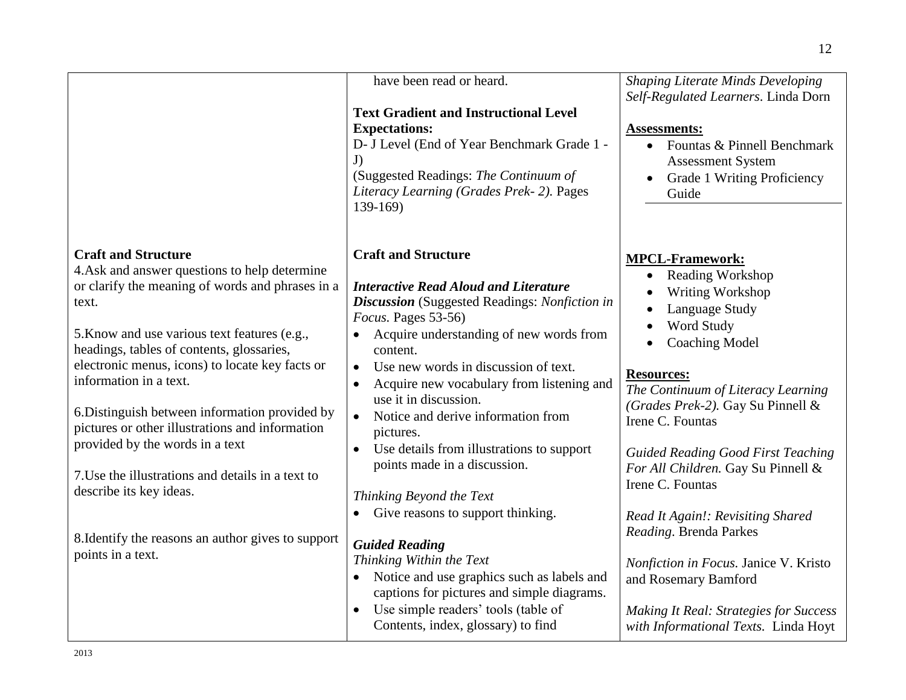| | | |
|---|---|---|
| | have been read or heard.<br><br>**Text Gradient and Instructional Level Expectations:**<br>D- J Level (End of Year Benchmark Grade 1 - J)<br>(Suggested Readings: *The Continuum of Literacy Learning (Grades Prek- 2).* Pages 139-169) | *Shaping Literate Minds Developing Self-Regulated Learners*. Linda Dorn<br><br>**Assessments:**<br>• Fountas & Pinnell Benchmark Assessment System<br>• Grade 1 Writing Proficiency Guide |
| **Craft and Structure**<br>4.Ask and answer questions to help determine or clarify the meaning of words and phrases in a text.<br><br>5.Know and use various text features (e.g., headings, tables of contents, glossaries, electronic menus, icons) to locate key facts or information in a text.<br><br>6.Distinguish between information provided by pictures or other illustrations and information provided by the words in a text<br><br>7.Use the illustrations and details in a text to describe its key ideas.<br><br>8.Identify the reasons an author gives to support points in a text. | **Craft and Structure**<br><br>***Interactive Read Aloud and Literature Discussion*** (Suggested Readings: *Nonfiction in Focus.* Pages 53-56)<br>• Acquire understanding of new words from content.<br>• Use new words in discussion of text.<br>• Acquire new vocabulary from listening and use it in discussion.<br>• Notice and derive information from pictures.<br>• Use details from illustrations to support points made in a discussion.<br><br>*Thinking Beyond the Text*<br>• Give reasons to support thinking.<br><br>***Guided Reading***<br>*Thinking Within the Text*<br>• Notice and use graphics such as labels and captions for pictures and simple diagrams.<br>• Use simple readers' tools (table of Contents, index, glossary) to find | **MPCL-Framework:**<br>• Reading Workshop<br>• Writing Workshop<br>• Language Study<br>• Word Study<br>• Coaching Model<br><br>**Resources:**<br>*The Continuum of Literacy Learning (Grades Prek-2).* Gay Su Pinnell & Irene C. Fountas<br><br>*Guided Reading Good First Teaching For All Children.* Gay Su Pinnell & Irene C. Fountas<br><br>*Read It Again!: Revisiting Shared Reading*. Brenda Parkes<br><br>*Nonfiction in Focus.* Janice V. Kristo and Rosemary Bamford<br><br>*Making It Real: Strategies for Success with Informational Texts.* Linda Hoyt |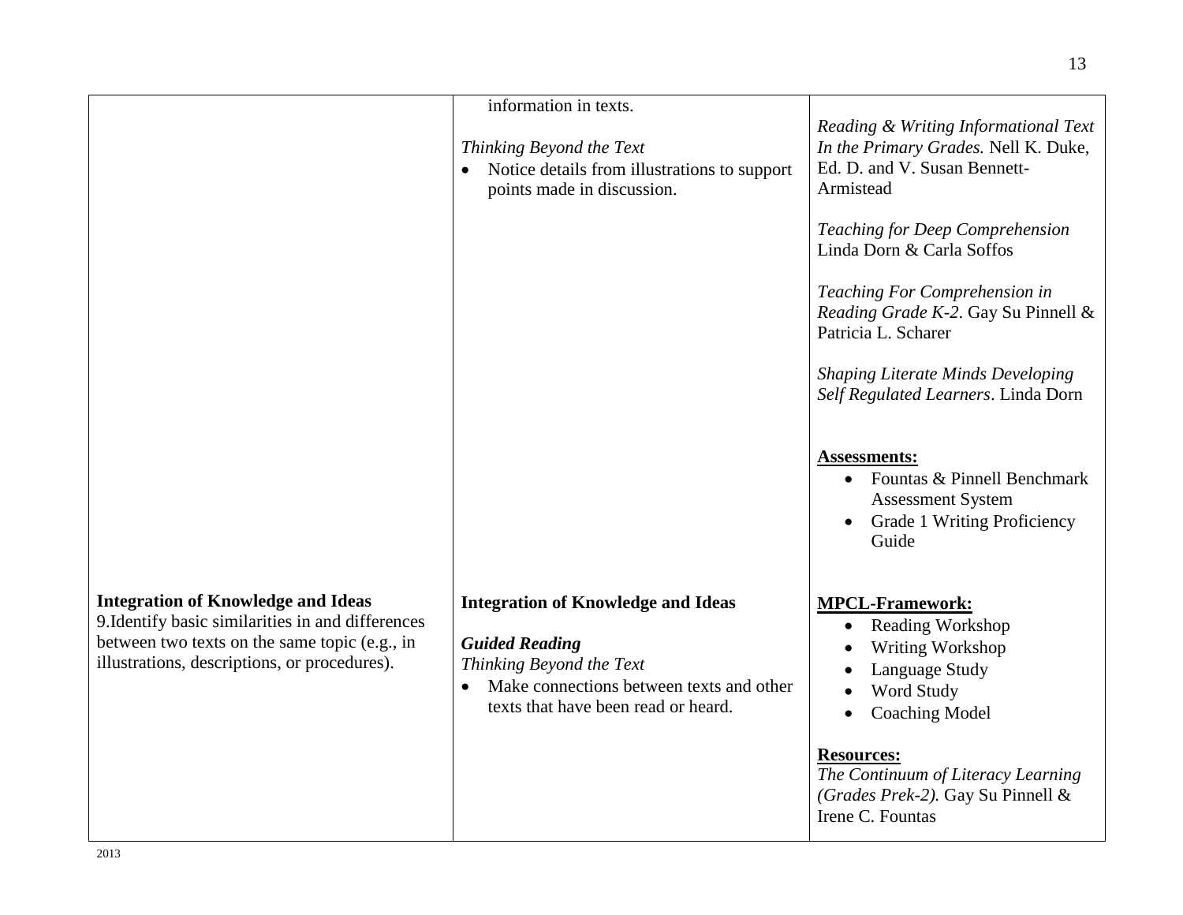| | | |
|---|---|---|
| | information in texts.<br><br>*Thinking Beyond the Text*<br>• Notice details from illustrations to support points made in discussion. | *Reading & Writing Informational Text In the Primary Grades.* Nell K. Duke, Ed. D. and V. Susan Bennett-Armistead<br><br>*Teaching for Deep Comprehension* Linda Dorn & Carla Soffos<br><br>*Teaching For Comprehension in Reading Grade K-2*. Gay Su Pinnell & Patricia L. Scharer<br><br>*Shaping Literate Minds Developing Self Regulated Learners*. Linda Dorn<br><br>**Assessments:**<br>• Fountas & Pinnell Benchmark Assessment System<br>• Grade 1 Writing Proficiency Guide |
| **Integration of Knowledge and Ideas**<br>9.Identify basic similarities in and differences between two texts on the same topic (e.g., in illustrations, descriptions, or procedures). | **Integration of Knowledge and Ideas**<br><br>***Guided Reading***<br>*Thinking Beyond the Text*<br>• Make connections between texts and other texts that have been read or heard. | **MPCL-Framework:**<br>• Reading Workshop<br>• Writing Workshop<br>• Language Study<br>• Word Study<br>• Coaching Model<br><br>**Resources:**<br>*The Continuum of Literacy Learning (Grades Prek-2).* Gay Su Pinnell & Irene C. Fountas |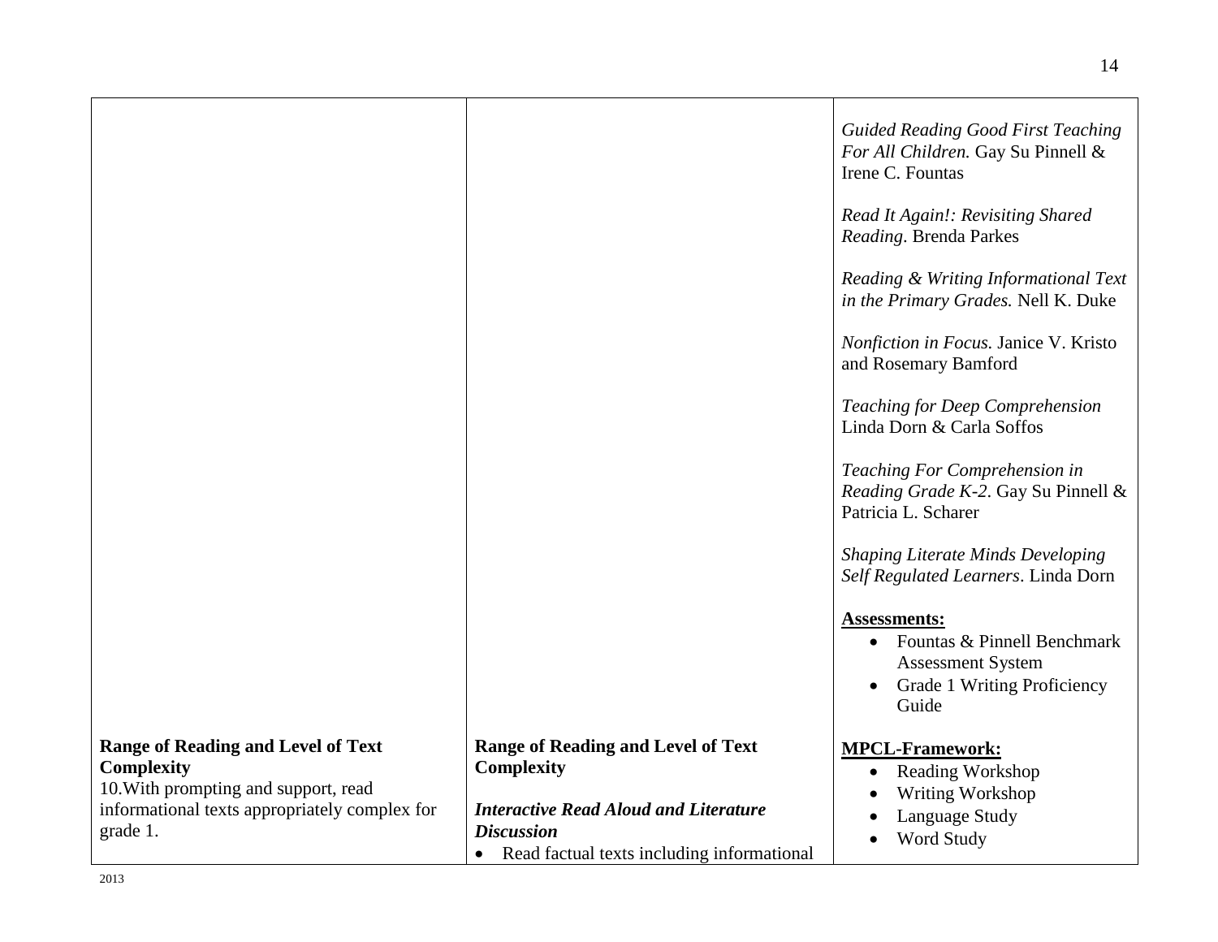| | | |
|---|---|---|
| | | *Guided Reading Good First Teaching For All Children.* Gay Su Pinnell & Irene C. Fountas<br><br>*Read It Again!: Revisiting Shared Reading*. Brenda Parkes<br><br>*Reading & Writing Informational Text in the Primary Grades.* Nell K. Duke<br><br>*Nonfiction in Focus.* Janice V. Kristo and Rosemary Bamford<br><br>*Teaching for Deep Comprehension* Linda Dorn & Carla Soffos<br><br>*Teaching For Comprehension in Reading Grade K-2*. Gay Su Pinnell & Patricia L. Scharer<br><br>*Shaping Literate Minds Developing Self Regulated Learners*. Linda Dorn<br><br>**<u>Assessments:</u>**<br>• Fountas & Pinnell Benchmark Assessment System<br>• Grade 1 Writing Proficiency Guide |
| **Range of Reading and Level of Text Complexity**<br>10.With prompting and support, read informational texts appropriately complex for grade 1. | **Range of Reading and Level of Text Complexity**<br><br>***Interactive Read Aloud and Literature Discussion***<br>• Read factual texts including informational | **<u>MPCL-Framework:</u>**<br>• Reading Workshop<br>• Writing Workshop<br>• Language Study<br>• Word Study |

2013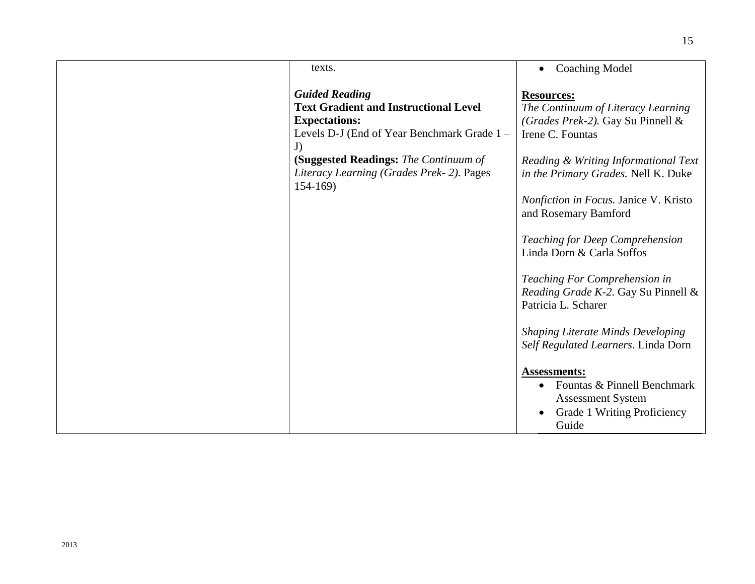| | | |
|---|---|---|
| | texts.<br><br>***Guided Reading***<br>**Text Gradient and Instructional Level Expectations:**<br>Levels D-J (End of Year Benchmark Grade 1 – J)<br>**(Suggested Readings:** *The Continuum of Literacy Learning (Grades Prek- 2).* Pages 154-169) | • Coaching Model<br><br>**Resources:**<br>*The Continuum of Literacy Learning (Grades Prek-2).* Gay Su Pinnell & Irene C. Fountas<br><br>*Reading & Writing Informational Text in the Primary Grades.* Nell K. Duke<br><br>*Nonfiction in Focus.* Janice V. Kristo and Rosemary Bamford<br><br>*Teaching for Deep Comprehension* Linda Dorn & Carla Soffos<br><br>*Teaching For Comprehension in Reading Grade K-2*. Gay Su Pinnell & Patricia L. Scharer<br><br>*Shaping Literate Minds Developing Self Regulated Learners*. Linda Dorn<br><br>**Assessments:**<br>• Fountas & Pinnell Benchmark Assessment System<br>• Grade 1 Writing Proficiency Guide |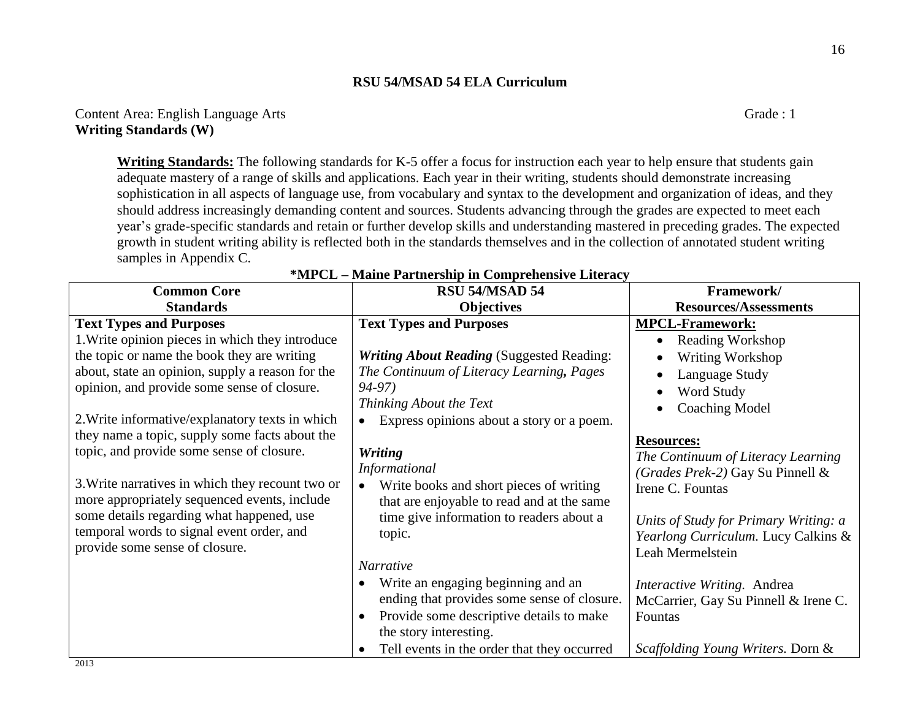## RSU 54/MSAD 54 ELA Curriculum

Content Area: English Language Arts Grade : 1

**Writing Standards (W)**

**Writing Standards:** The following standards for K-5 offer a focus for instruction each year to help ensure that students gain adequate mastery of a range of skills and applications. Each year in their writing, students should demonstrate increasing sophistication in all aspects of language use, from vocabulary and syntax to the development and organization of ideas, and they should address increasingly demanding content and sources. Students advancing through the grades are expected to meet each year's grade-specific standards and retain or further develop skills and understanding mastered in preceding grades. The expected growth in student writing ability is reflected both in the standards themselves and in the collection of annotated student writing samples in Appendix C.

**\*MPCL – Maine Partnership in Comprehensive Literacy**

| Common Core Standards | RSU 54/MSAD 54 Objectives | Framework/ Resources/Assessments |
|---|---|---|
| **Text Types and Purposes**<br>1.Write opinion pieces in which they introduce the topic or name the book they are writing about, state an opinion, supply a reason for the opinion, and provide some sense of closure.<br><br>2.Write informative/explanatory texts in which they name a topic, supply some facts about the topic, and provide some sense of closure.<br><br>3.Write narratives in which they recount two or more appropriately sequenced events, include some details regarding what happened, use temporal words to signal event order, and provide some sense of closure. | **Text Types and Purposes**<br><br>***Writing About Reading*** (Suggested Reading: *The Continuum of Literacy Learning, Pages 94-97)*<br>*Thinking About the Text*<br>• Express opinions about a story or a poem.<br><br>***Writing***<br>*Informational*<br>• Write books and short pieces of writing that are enjoyable to read and at the same time give information to readers about a topic.<br><br>*Narrative*<br>• Write an engaging beginning and an ending that provides some sense of closure.<br>• Provide some descriptive details to make the story interesting.<br>• Tell events in the order that they occurred | **MPCL-Framework:**<br>• Reading Workshop<br>• Writing Workshop<br>• Language Study<br>• Word Study<br>• Coaching Model<br><br>**Resources:**<br>*The Continuum of Literacy Learning (Grades Prek-2)* Gay Su Pinnell & Irene C. Fountas<br><br>*Units of Study for Primary Writing: a Yearlong Curriculum.* Lucy Calkins & Leah Mermelstein<br><br>*Interactive Writing.* Andrea McCarrier, Gay Su Pinnell & Irene C. Fountas<br><br>*Scaffolding Young Writers.* Dorn & |

2013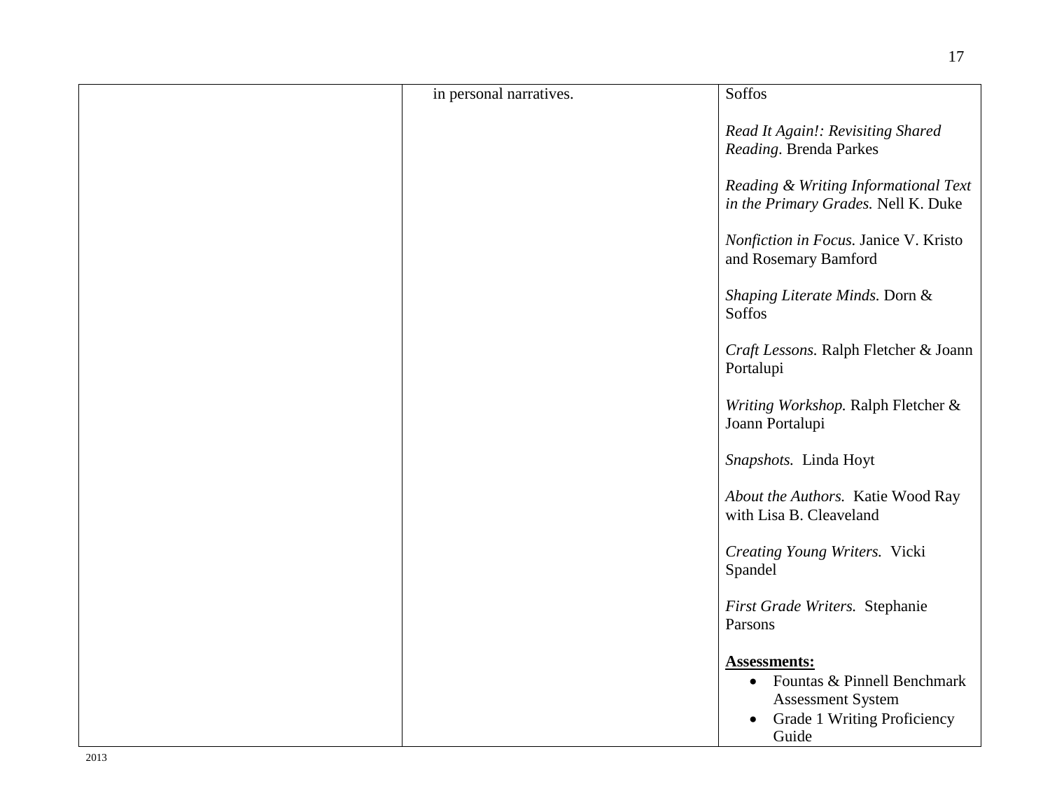|  | in personal narratives. | Soffos<br><br>*Read It Again!: Revisiting Shared Reading*. Brenda Parkes<br><br>*Reading & Writing Informational Text in the Primary Grades.* Nell K. Duke<br><br>*Nonfiction in Focus.* Janice V. Kristo and Rosemary Bamford<br><br>*Shaping Literate Minds.* Dorn & Soffos<br><br>*Craft Lessons*. Ralph Fletcher & Joann Portalupi<br><br>*Writing Workshop.* Ralph Fletcher & Joann Portalupi<br><br>*Snapshots.* Linda Hoyt<br><br>*About the Authors.* Katie Wood Ray with Lisa B. Cleaveland<br><br>*Creating Young Writers.* Vicki Spandel<br><br>*First Grade Writers.* Stephanie Parsons<br><br>**Assessments:**<br>• Fountas & Pinnell Benchmark Assessment System<br>• Grade 1 Writing Proficiency Guide |
|---|---|---|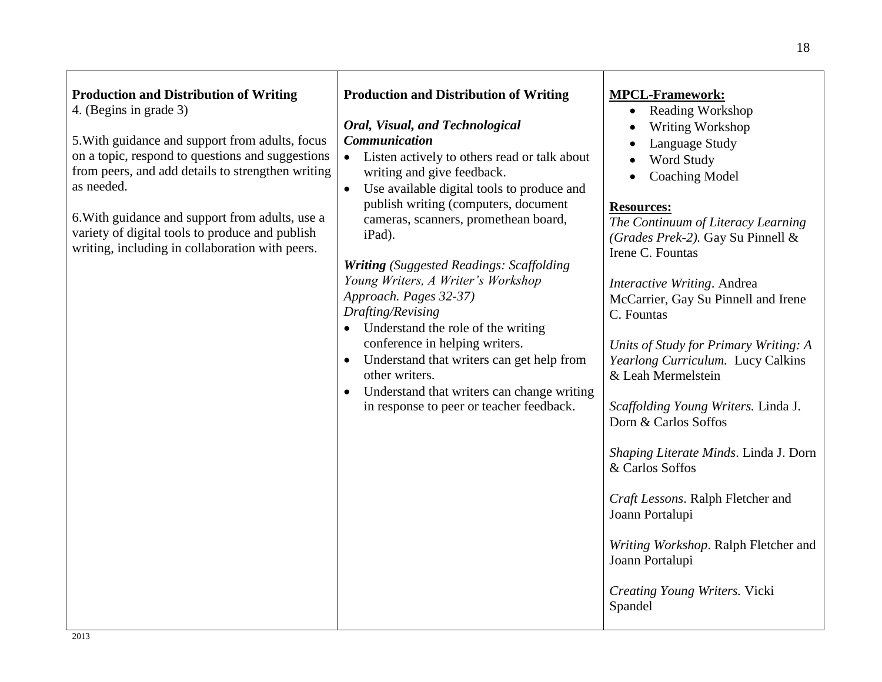| | | |
|---|---|---|
| **Production and Distribution of Writing**<br>4. (Begins in grade 3)<br><br>5.With guidance and support from adults, focus on a topic, respond to questions and suggestions from peers, and add details to strengthen writing as needed.<br><br>6.With guidance and support from adults, use a variety of digital tools to produce and publish writing, including in collaboration with peers. | **Production and Distribution of Writing**<br><br>***Oral, Visual, and Technological Communication***<br>• Listen actively to others read or talk about writing and give feedback.<br>• Use available digital tools to produce and publish writing (computers, document cameras, scanners, promethean board, iPad).<br><br>***Writing*** *(Suggested Readings: Scaffolding Young Writers, A Writer's Workshop Approach. Pages 32-37)*<br>*Drafting/Revising*<br>• Understand the role of the writing conference in helping writers.<br>• Understand that writers can get help from other writers.<br>• Understand that writers can change writing in response to peer or teacher feedback. | **MPCL-Framework:**<br>• Reading Workshop<br>• Writing Workshop<br>• Language Study<br>• Word Study<br>• Coaching Model<br><br>**Resources:**<br>*The Continuum of Literacy Learning (Grades Prek-2).* Gay Su Pinnell & Irene C. Fountas<br><br>*Interactive Writing*. Andrea McCarrier, Gay Su Pinnell and Irene C. Fountas<br><br>*Units of Study for Primary Writing: A Yearlong Curriculum.* Lucy Calkins & Leah Mermelstein<br><br>*Scaffolding Young Writers.* Linda J. Dorn & Carlos Soffos<br><br>*Shaping Literate Minds*. Linda J. Dorn & Carlos Soffos<br><br>*Craft Lessons*. Ralph Fletcher and Joann Portalupi<br><br>*Writing Workshop*. Ralph Fletcher and Joann Portalupi<br><br>*Creating Young Writers.* Vicki Spandel |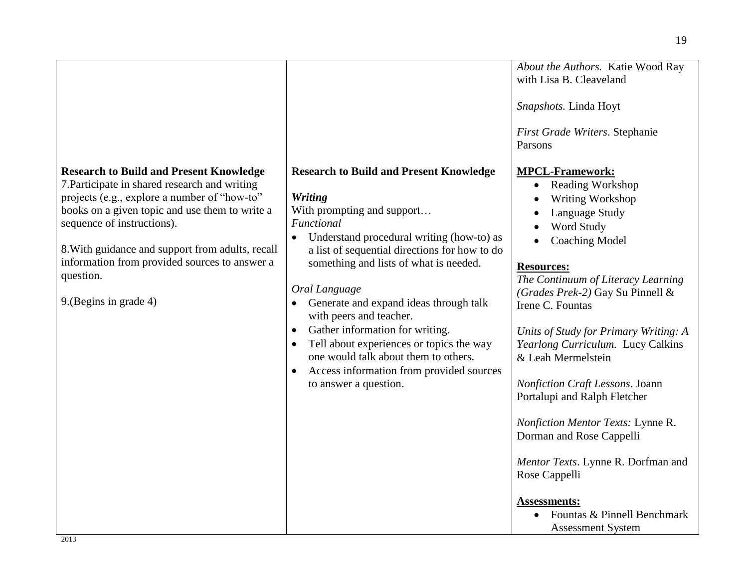| | | |
|---|---|---|
| | | *About the Authors.* Katie Wood Ray with Lisa B. Cleaveland<br><br>*Snapshots.* Linda Hoyt<br><br>*First Grade Writers*. Stephanie Parsons |
| **Research to Build and Present Knowledge**<br>7.Participate in shared research and writing projects (e.g., explore a number of "how-to" books on a given topic and use them to write a sequence of instructions).<br><br>8.With guidance and support from adults, recall information from provided sources to answer a question.<br><br>9.(Begins in grade 4) | **Research to Build and Present Knowledge**<br><br>***Writing***<br>With prompting and support…<br>*Functional*<br>• Understand procedural writing (how-to) as a list of sequential directions for how to do something and lists of what is needed.<br><br>*Oral Language*<br>• Generate and expand ideas through talk with peers and teacher.<br>• Gather information for writing.<br>• Tell about experiences or topics the way one would talk about them to others.<br>• Access information from provided sources to answer a question. | **MPCL-Framework:**<br>• Reading Workshop<br>• Writing Workshop<br>• Language Study<br>• Word Study<br>• Coaching Model<br><br>**Resources:**<br>*The Continuum of Literacy Learning (Grades Prek-2)* Gay Su Pinnell & Irene C. Fountas<br><br>*Units of Study for Primary Writing: A Yearlong Curriculum.* Lucy Calkins & Leah Mermelstein<br><br>*Nonfiction Craft Lessons*. Joann Portalupi and Ralph Fletcher<br><br>*Nonfiction Mentor Texts:* Lynne R. Dorman and Rose Cappelli<br><br>*Mentor Texts*. Lynne R. Dorfman and Rose Cappelli<br><br>**Assessments:**<br>• Fountas & Pinnell Benchmark Assessment System |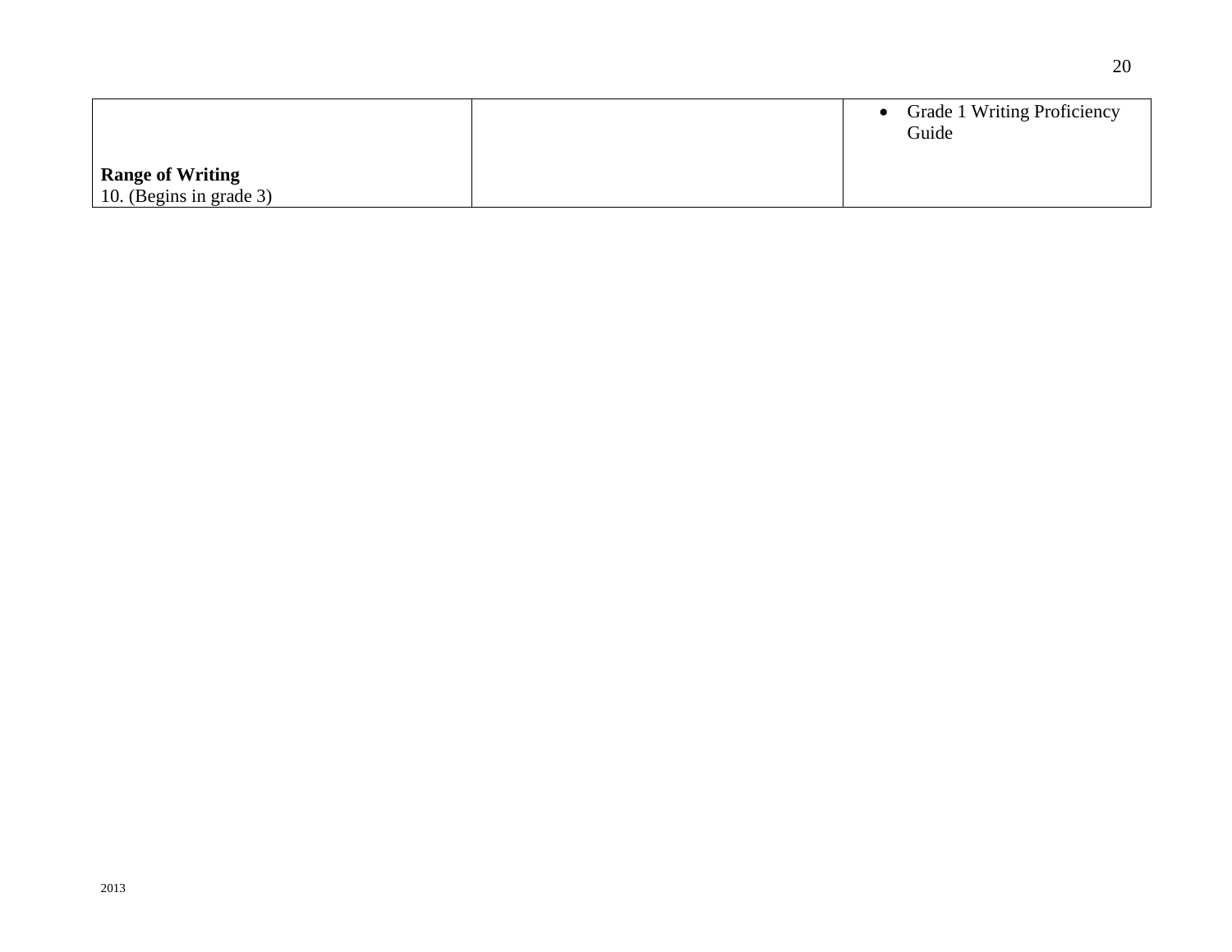| | | |
|---|---|---|
| **Range of Writing**<br>10. (Begins in grade 3) | | • Grade 1 Writing Proficiency Guide |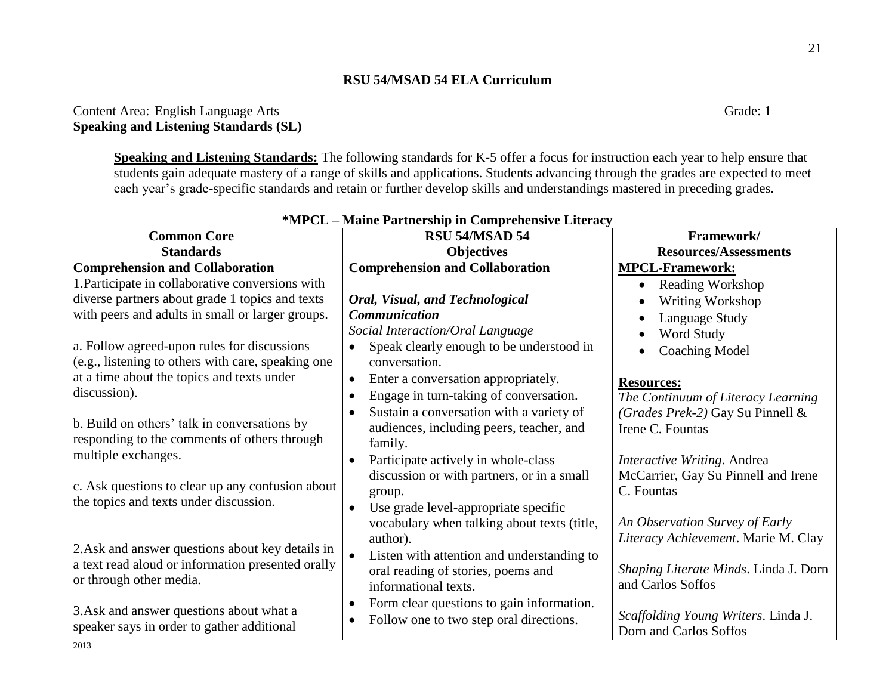**RSU 54/MSAD 54 ELA Curriculum**

Content Area: English Language Arts Grade: 1

**Speaking and Listening Standards (SL)**

**Speaking and Listening Standards:** The following standards for K-5 offer a focus for instruction each year to help ensure that students gain adequate mastery of a range of skills and applications. Students advancing through the grades are expected to meet each year's grade-specific standards and retain or further develop skills and understandings mastered in preceding grades.

**\*MPCL – Maine Partnership in Comprehensive Literacy**

| Common Core Standards | RSU 54/MSAD 54 Objectives | Framework/ Resources/Assessments |
|---|---|---|
| **Comprehension and Collaboration**<br>1.Participate in collaborative conversions with diverse partners about grade 1 topics and texts with peers and adults in small or larger groups.<br><br>a. Follow agreed-upon rules for discussions (e.g., listening to others with care, speaking one at a time about the topics and texts under discussion).<br><br>b. Build on others' talk in conversations by responding to the comments of others through multiple exchanges.<br><br>c. Ask questions to clear up any confusion about the topics and texts under discussion.<br><br>2.Ask and answer questions about key details in a text read aloud or information presented orally or through other media.<br><br>3.Ask and answer questions about what a speaker says in order to gather additional | **Comprehension and Collaboration**<br><br>***Oral, Visual, and Technological Communication***<br>*Social Interaction/Oral Language*<br>• Speak clearly enough to be understood in conversation.<br>• Enter a conversation appropriately.<br>• Engage in turn-taking of conversation.<br>• Sustain a conversation with a variety of audiences, including peers, teacher, and family.<br>• Participate actively in whole-class discussion or with partners, or in a small group.<br>• Use grade level-appropriate specific vocabulary when talking about texts (title, author).<br>• Listen with attention and understanding to oral reading of stories, poems and informational texts.<br>• Form clear questions to gain information.<br>• Follow one to two step oral directions. | **MPCL-Framework:**<br>• Reading Workshop<br>• Writing Workshop<br>• Language Study<br>• Word Study<br>• Coaching Model<br><br>**Resources:**<br>*The Continuum of Literacy Learning (Grades Prek-2)* Gay Su Pinnell & Irene C. Fountas<br><br>*Interactive Writing*. Andrea McCarrier, Gay Su Pinnell and Irene C. Fountas<br><br>*An Observation Survey of Early Literacy Achievement*. Marie M. Clay<br><br>*Shaping Literate Minds*. Linda J. Dorn and Carlos Soffos<br><br>*Scaffolding Young Writers*. Linda J. Dorn and Carlos Soffos |

2013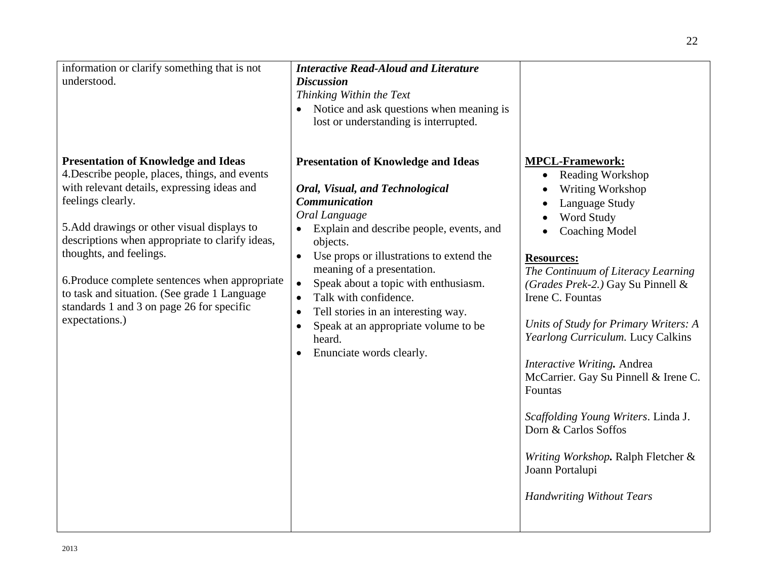| | | |
|---|---|---|
| information or clarify something that is not understood. | ***Interactive Read-Aloud and Literature Discussion***<br>*Thinking Within the Text*<br>• Notice and ask questions when meaning is lost or understanding is interrupted. | |
| **Presentation of Knowledge and Ideas**<br>4.Describe people, places, things, and events with relevant details, expressing ideas and feelings clearly.<br><br>5.Add drawings or other visual displays to descriptions when appropriate to clarify ideas, thoughts, and feelings.<br><br>6.Produce complete sentences when appropriate to task and situation. (See grade 1 Language standards 1 and 3 on page 26 for specific expectations.) | **Presentation of Knowledge and Ideas**<br><br>***Oral, Visual, and Technological Communication***<br>*Oral Language*<br>• Explain and describe people, events, and objects.<br>• Use props or illustrations to extend the meaning of a presentation.<br>• Speak about a topic with enthusiasm.<br>• Talk with confidence.<br>• Tell stories in an interesting way.<br>• Speak at an appropriate volume to be heard.<br>• Enunciate words clearly. | **MPCL-Framework:**<br>• Reading Workshop<br>• Writing Workshop<br>• Language Study<br>• Word Study<br>• Coaching Model<br><br>**Resources:**<br>*The Continuum of Literacy Learning (Grades Prek-2.)* Gay Su Pinnell & Irene C. Fountas<br><br>*Units of Study for Primary Writers: A Yearlong Curriculum.* Lucy Calkins<br><br>*Interactive Writing.* Andrea McCarrier. Gay Su Pinnell & Irene C. Fountas<br><br>*Scaffolding Young Writers*. Linda J. Dorn & Carlos Soffos<br><br>*Writing Workshop.* Ralph Fletcher & Joann Portalupi<br><br>*Handwriting Without Tears* |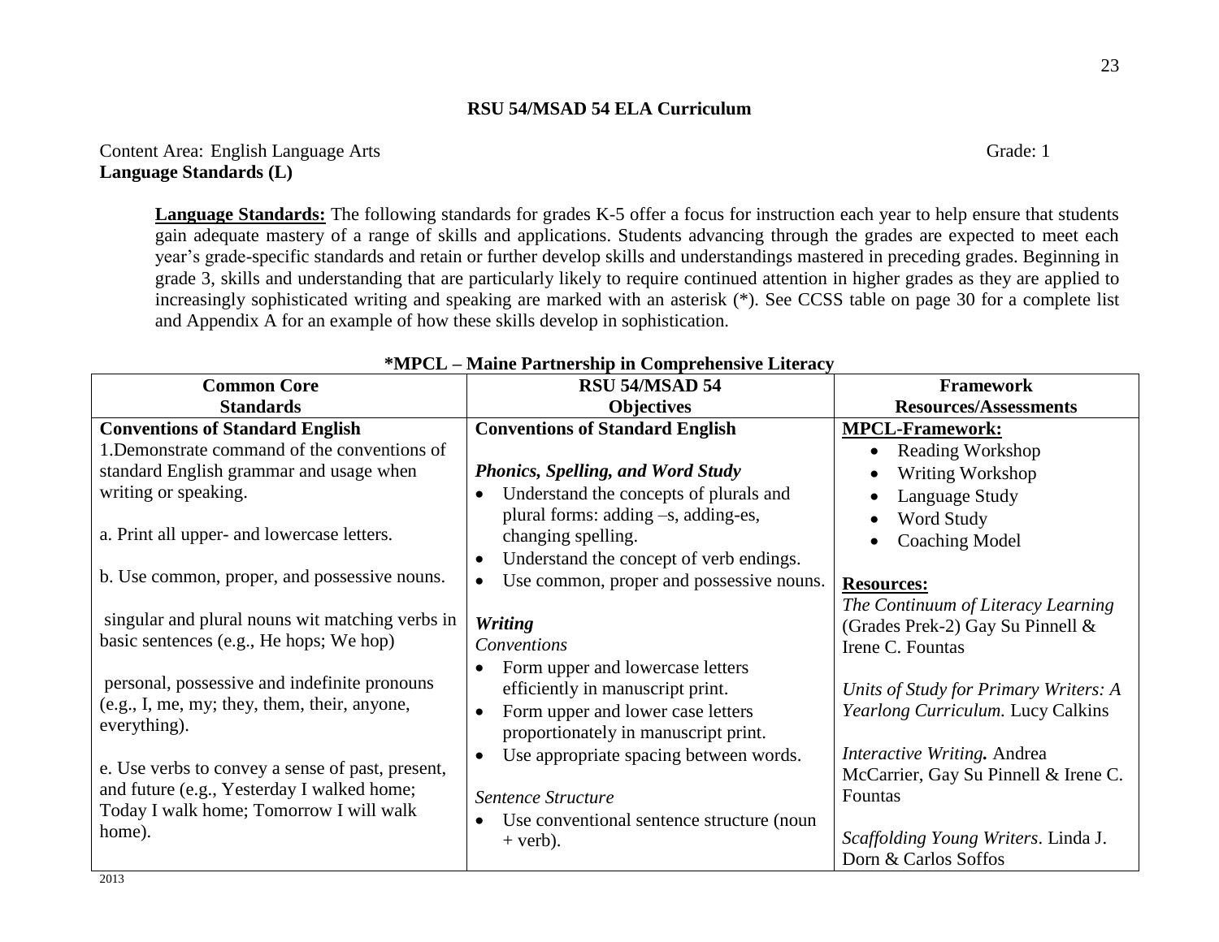**RSU 54/MSAD 54 ELA Curriculum**

Content Area: English Language Arts Grade: 1

**Language Standards (L)**

**Language Standards:** The following standards for grades K-5 offer a focus for instruction each year to help ensure that students gain adequate mastery of a range of skills and applications. Students advancing through the grades are expected to meet each year's grade-specific standards and retain or further develop skills and understandings mastered in preceding grades. Beginning in grade 3, skills and understanding that are particularly likely to require continued attention in higher grades as they are applied to increasingly sophisticated writing and speaking are marked with an asterisk (*). See CCSS table on page 30 for a complete list and Appendix A for an example of how these skills develop in sophistication.

**\*MPCL – Maine Partnership in Comprehensive Literacy**

| Common Core Standards | RSU 54/MSAD 54 Objectives | Framework Resources/Assessments |
|---|---|---|
| **Conventions of Standard English**<br>1.Demonstrate command of the conventions of standard English grammar and usage when writing or speaking.<br><br>a. Print all upper- and lowercase letters.<br><br>b. Use common, proper, and possessive nouns.<br><br>singular and plural nouns wit matching verbs in basic sentences (e.g., He hops; We hop)<br><br>personal, possessive and indefinite pronouns (e.g., I, me, my; they, them, their, anyone, everything).<br><br>e. Use verbs to convey a sense of past, present, and future (e.g., Yesterday I walked home; Today I walk home; Tomorrow I will walk home). | **Conventions of Standard English**<br><br>***Phonics, Spelling, and Word Study***<br>• Understand the concepts of plurals and plural forms: adding –s, adding-es, changing spelling.<br>• Understand the concept of verb endings.<br>• Use common, proper and possessive nouns.<br><br>***Writing***<br>*Conventions*<br>• Form upper and lowercase letters efficiently in manuscript print.<br>• Form upper and lower case letters proportionately in manuscript print.<br>• Use appropriate spacing between words.<br><br>*Sentence Structure*<br>• Use conventional sentence structure (noun + verb). | **MPCL-Framework:**<br>• Reading Workshop<br>• Writing Workshop<br>• Language Study<br>• Word Study<br>• Coaching Model<br><br>**Resources:**<br>*The Continuum of Literacy Learning* (Grades Prek-2) Gay Su Pinnell & Irene C. Fountas<br><br>*Units of Study for Primary Writers: A Yearlong Curriculum.* Lucy Calkins<br><br>*Interactive Writing.* Andrea McCarrier, Gay Su Pinnell & Irene C. Fountas<br><br>*Scaffolding Young Writers*. Linda J. Dorn & Carlos Soffos |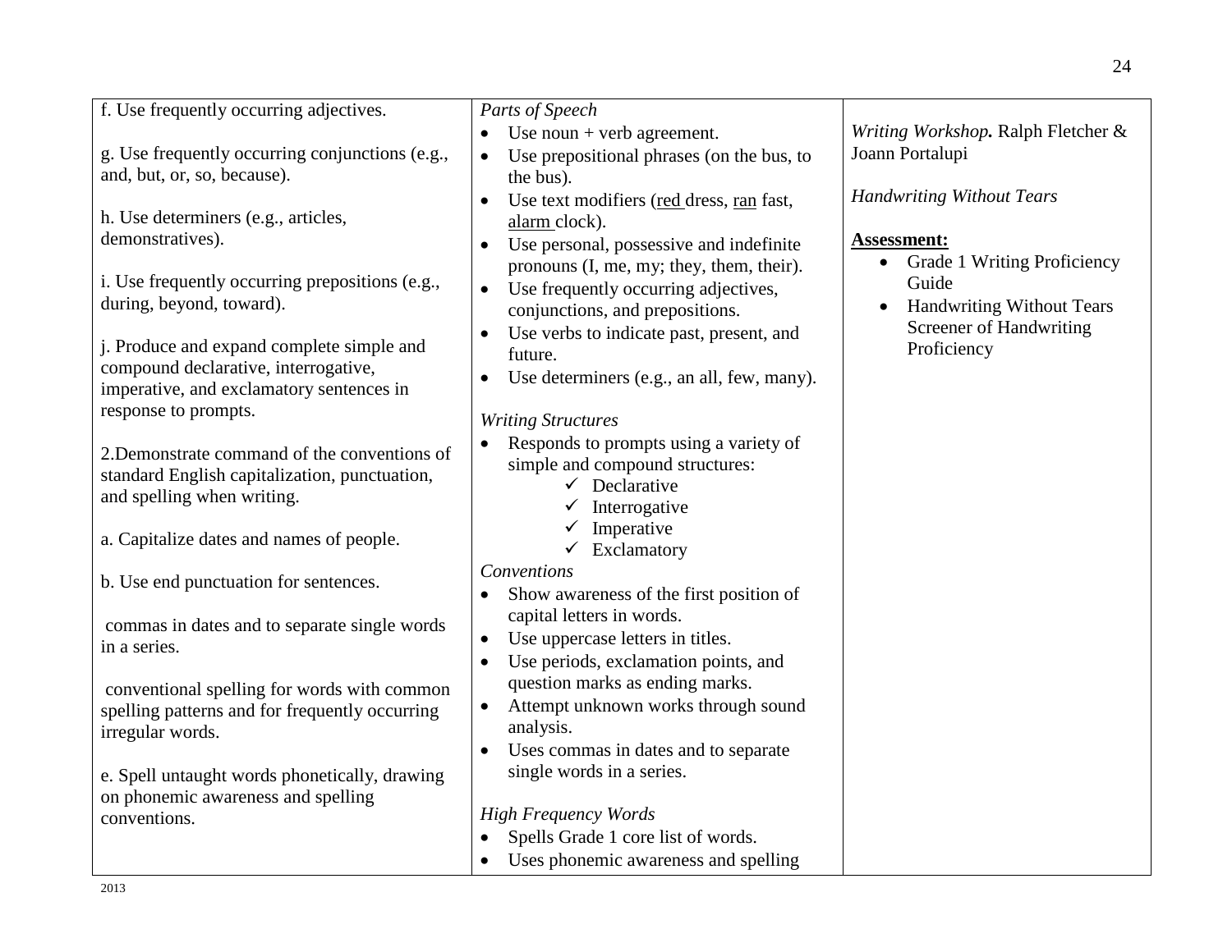| | | |
|---|---|---|
| f. Use frequently occurring adjectives.<br><br>g. Use frequently occurring conjunctions (e.g., and, but, or, so, because).<br><br>h. Use determiners (e.g., articles, demonstratives).<br><br>i. Use frequently occurring prepositions (e.g., during, beyond, toward).<br><br>j. Produce and expand complete simple and compound declarative, interrogative, imperative, and exclamatory sentences in response to prompts.<br><br>2.Demonstrate command of the conventions of standard English capitalization, punctuation, and spelling when writing.<br><br>a. Capitalize dates and names of people.<br><br>b. Use end punctuation for sentences.<br><br>commas in dates and to separate single words in a series.<br><br>conventional spelling for words with common spelling patterns and for frequently occurring irregular words.<br><br>e. Spell untaught words phonetically, drawing on phonemic awareness and spelling conventions. | *Parts of Speech*<br>• Use noun + verb agreement.<br>• Use prepositional phrases (on the bus, to the bus).<br>• Use text modifiers (<u>red</u> dress, <u>ran</u> fast, <u>alarm</u> clock).<br>• Use personal, possessive and indefinite pronouns (I, me, my; they, them, their).<br>• Use frequently occurring adjectives, conjunctions, and prepositions.<br>• Use verbs to indicate past, present, and future.<br>• Use determiners (e.g., an all, few, many).<br><br>*Writing Structures*<br>• Responds to prompts using a variety of simple and compound structures:<br>✓ Declarative<br>✓ Interrogative<br>✓ Imperative<br>✓ Exclamatory<br>*Conventions*<br>• Show awareness of the first position of capital letters in words.<br>• Use uppercase letters in titles.<br>• Use periods, exclamation points, and question marks as ending marks.<br>• Attempt unknown works through sound analysis.<br>• Uses commas in dates and to separate single words in a series.<br><br>*High Frequency Words*<br>• Spells Grade 1 core list of words.<br>• Uses phonemic awareness and spelling | *Writing Workshop.* Ralph Fletcher & Joann Portalupi<br><br>*Handwriting Without Tears*<br><br>**<u>Assessment:</u>**<br>• Grade 1 Writing Proficiency Guide<br>• Handwriting Without Tears Screener of Handwriting Proficiency |

2013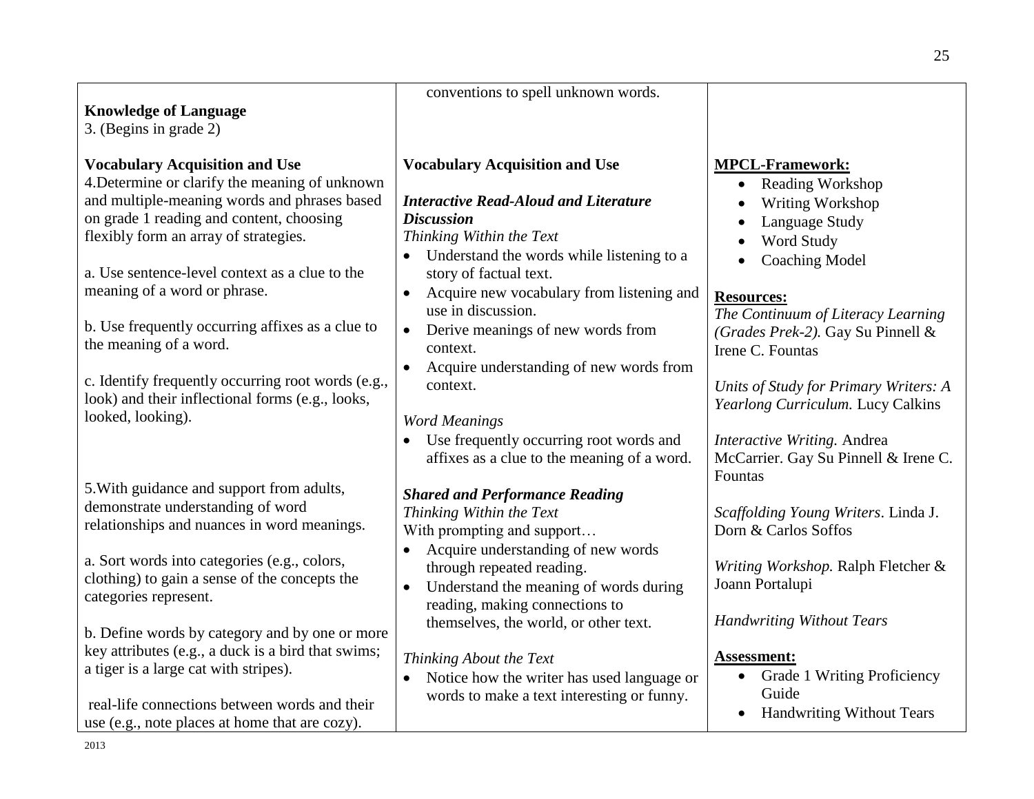| | | |
|---|---|---|
| **Knowledge of Language**<br>3. (Begins in grade 2)<br><br>**Vocabulary Acquisition and Use**<br>4.Determine or clarify the meaning of unknown and multiple-meaning words and phrases based on grade 1 reading and content, choosing flexibly form an array of strategies.<br><br>a. Use sentence-level context as a clue to the meaning of a word or phrase.<br><br>b. Use frequently occurring affixes as a clue to the meaning of a word.<br><br>c. Identify frequently occurring root words (e.g., look) and their inflectional forms (e.g., looks, looked, looking).<br><br>5.With guidance and support from adults, demonstrate understanding of word relationships and nuances in word meanings.<br><br>a. Sort words into categories (e.g., colors, clothing) to gain a sense of the concepts the categories represent.<br><br>b. Define words by category and by one or more key attributes (e.g., a duck is a bird that swims; a tiger is a large cat with stripes).<br><br>real-life connections between words and their use (e.g., note places at home that are cozy). | conventions to spell unknown words.<br><br>**Vocabulary Acquisition and Use**<br><br>***Interactive Read-Aloud and Literature Discussion***<br>*Thinking Within the Text*<br>• Understand the words while listening to a story of factual text.<br>• Acquire new vocabulary from listening and use in discussion.<br>• Derive meanings of new words from context.<br>• Acquire understanding of new words from context.<br><br>*Word Meanings*<br>• Use frequently occurring root words and affixes as a clue to the meaning of a word.<br><br>***Shared and Performance Reading***<br>*Thinking Within the Text*<br>With prompting and support…<br>• Acquire understanding of new words through repeated reading.<br>• Understand the meaning of words during reading, making connections to themselves, the world, or other text.<br><br>*Thinking About the Text*<br>• Notice how the writer has used language or words to make a text interesting or funny. | **MPCL-Framework:**<br>• Reading Workshop<br>• Writing Workshop<br>• Language Study<br>• Word Study<br>• Coaching Model<br><br>**Resources:**<br>*The Continuum of Literacy Learning (Grades Prek-2).* Gay Su Pinnell & Irene C. Fountas<br><br>*Units of Study for Primary Writers: A Yearlong Curriculum.* Lucy Calkins<br><br>*Interactive Writing.* Andrea McCarrier. Gay Su Pinnell & Irene C. Fountas<br><br>*Scaffolding Young Writers*. Linda J. Dorn & Carlos Soffos<br><br>*Writing Workshop.* Ralph Fletcher & Joann Portalupi<br><br>*Handwriting Without Tears*<br><br>**Assessment:**<br>• Grade 1 Writing Proficiency Guide<br>• Handwriting Without Tears |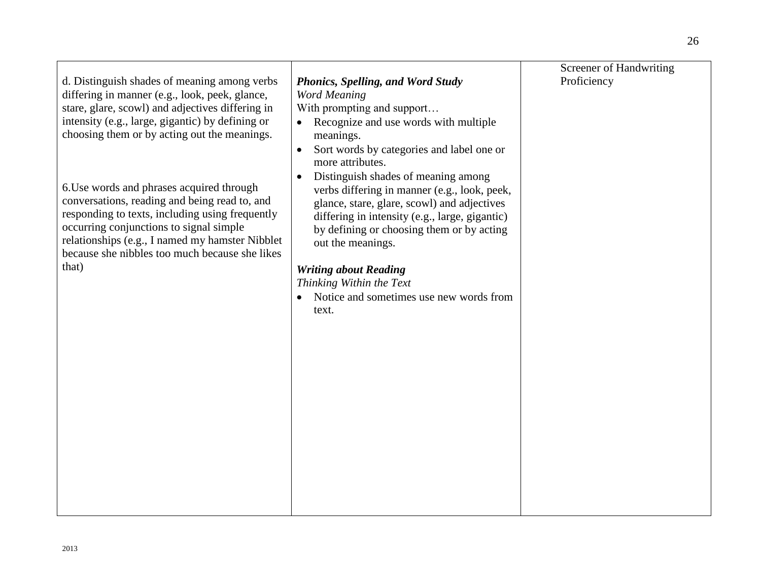| | | |
|---|---|---|
| d. Distinguish shades of meaning among verbs differing in manner (e.g., look, peek, glance, stare, glare, scowl) and adjectives differing in intensity (e.g., large, gigantic) by defining or choosing them or by acting out the meanings.<br><br>6.Use words and phrases acquired through conversations, reading and being read to, and responding to texts, including using frequently occurring conjunctions to signal simple relationships (e.g., I named my hamster Nibblet because she nibbles too much because she likes that) | ***Phonics, Spelling, and Word Study***<br>*Word Meaning*<br>With prompting and support…<br>• Recognize and use words with multiple meanings.<br>• Sort words by categories and label one or more attributes.<br>• Distinguish shades of meaning among verbs differing in manner (e.g., look, peek, glance, stare, glare, scowl) and adjectives differing in intensity (e.g., large, gigantic) by defining or choosing them or by acting out the meanings.<br><br>***Writing about Reading***<br>*Thinking Within the Text*<br>• Notice and sometimes use new words from text. | Screener of Handwriting Proficiency |

2013